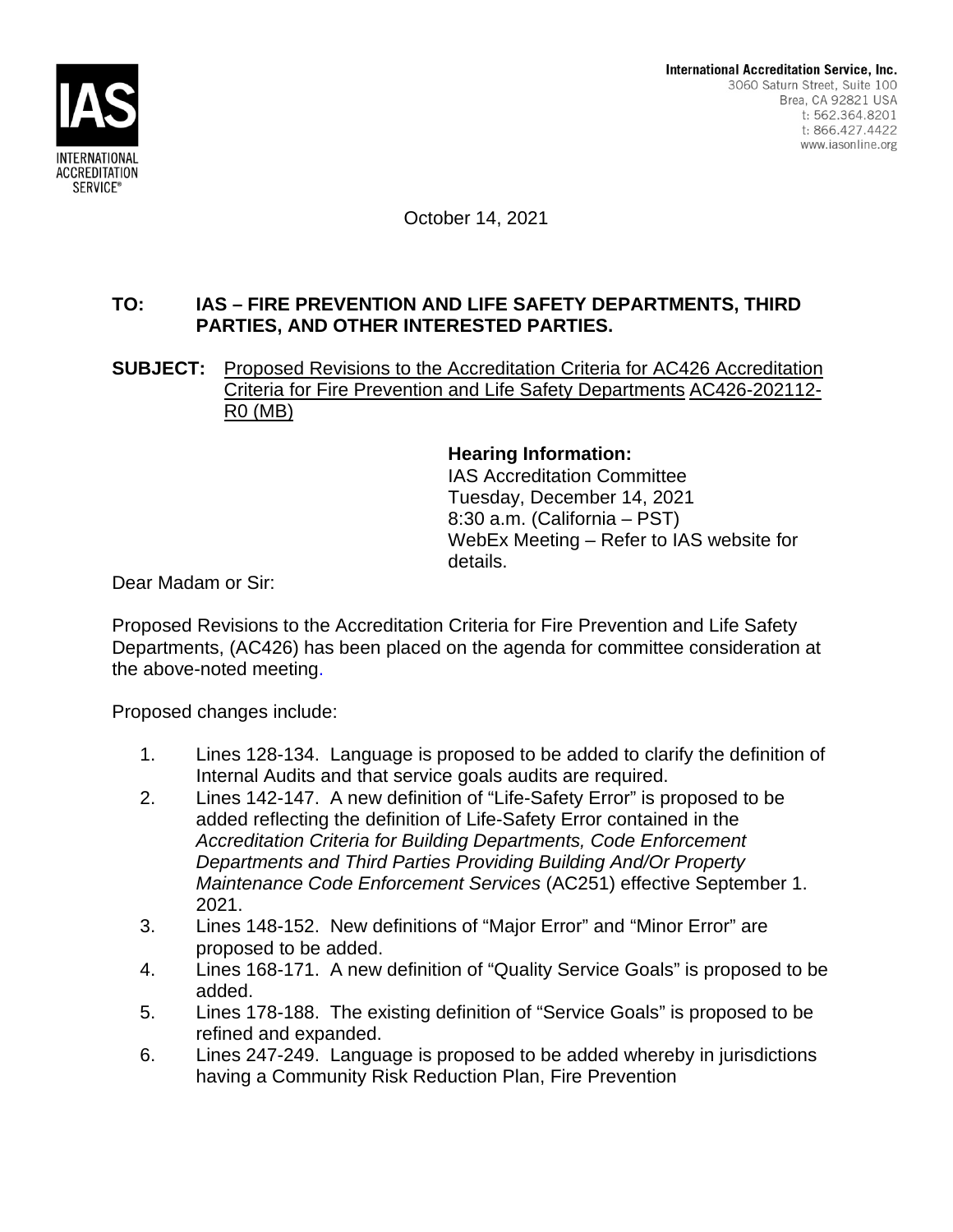**International Accreditation Service, Inc.**
3060 Saturn Street, Suite 100
Brea, CA 92821 USA
t: 562.364.8201
t: 866.427.4422
www.iasonline.org

October 14, 2021

**TO: IAS – FIRE PREVENTION AND LIFE SAFETY DEPARTMENTS, THIRD PARTIES, AND OTHER INTERESTED PARTIES.**

**SUBJECT:** Proposed Revisions to the Accreditation Criteria for AC426 Accreditation Criteria for Fire Prevention and Life Safety Departments AC426-202112-R0 (MB)

**Hearing Information:**
IAS Accreditation Committee
Tuesday, December 14, 2021
8:30 a.m. (California – PST)
WebEx Meeting – Refer to IAS website for details.

Dear Madam or Sir:

Proposed Revisions to the Accreditation Criteria for Fire Prevention and Life Safety Departments, (AC426) has been placed on the agenda for committee consideration at the above-noted meeting.

Proposed changes include:

1. Lines 128-134. Language is proposed to be added to clarify the definition of Internal Audits and that service goals audits are required.
2. Lines 142-147. A new definition of "Life-Safety Error" is proposed to be added reflecting the definition of Life-Safety Error contained in the *Accreditation Criteria for Building Departments, Code Enforcement Departments and Third Parties Providing Building And/Or Property Maintenance Code Enforcement Services* (AC251) effective September 1. 2021.
3. Lines 148-152. New definitions of "Major Error" and "Minor Error" are proposed to be added.
4. Lines 168-171. A new definition of "Quality Service Goals" is proposed to be added.
5. Lines 178-188. The existing definition of "Service Goals" is proposed to be refined and expanded.
6. Lines 247-249. Language is proposed to be added whereby in jurisdictions having a Community Risk Reduction Plan, Fire Prevention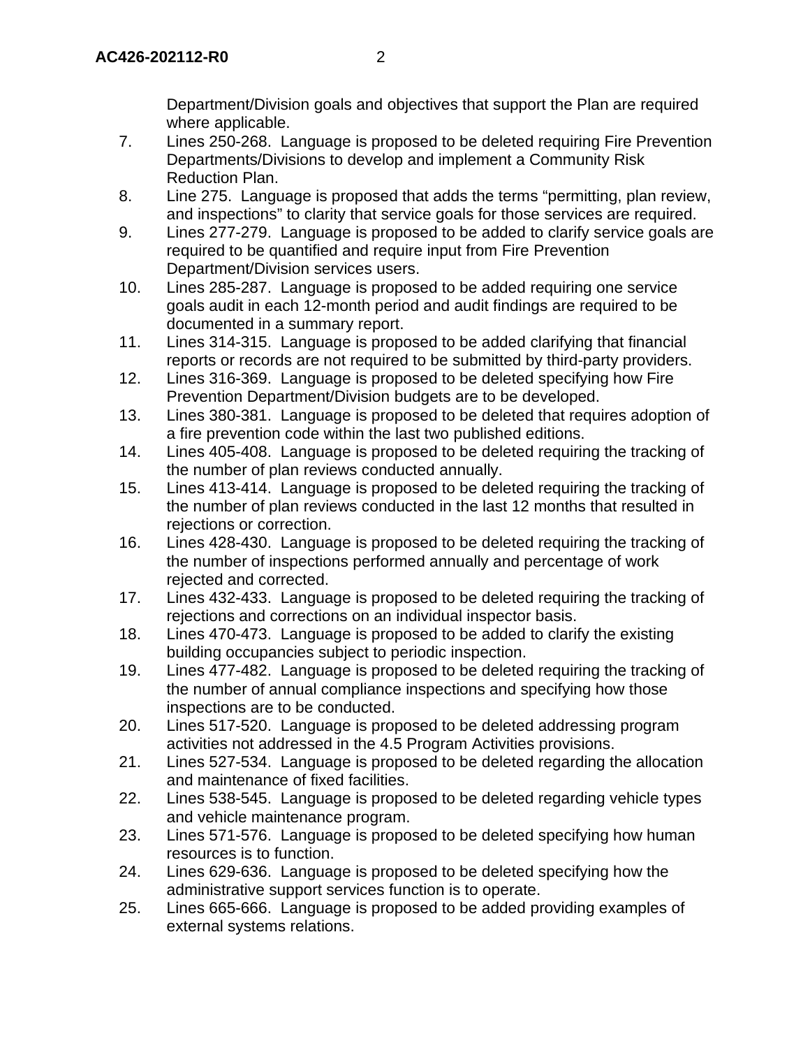Department/Division goals and objectives that support the Plan are required where applicable.

7. Lines 250-268. Language is proposed to be deleted requiring Fire Prevention Departments/Divisions to develop and implement a Community Risk Reduction Plan.
8. Line 275. Language is proposed that adds the terms "permitting, plan review, and inspections" to clarity that service goals for those services are required.
9. Lines 277-279. Language is proposed to be added to clarify service goals are required to be quantified and require input from Fire Prevention Department/Division services users.
10. Lines 285-287. Language is proposed to be added requiring one service goals audit in each 12-month period and audit findings are required to be documented in a summary report.
11. Lines 314-315. Language is proposed to be added clarifying that financial reports or records are not required to be submitted by third-party providers.
12. Lines 316-369. Language is proposed to be deleted specifying how Fire Prevention Department/Division budgets are to be developed.
13. Lines 380-381. Language is proposed to be deleted that requires adoption of a fire prevention code within the last two published editions.
14. Lines 405-408. Language is proposed to be deleted requiring the tracking of the number of plan reviews conducted annually.
15. Lines 413-414. Language is proposed to be deleted requiring the tracking of the number of plan reviews conducted in the last 12 months that resulted in rejections or correction.
16. Lines 428-430. Language is proposed to be deleted requiring the tracking of the number of inspections performed annually and percentage of work rejected and corrected.
17. Lines 432-433. Language is proposed to be deleted requiring the tracking of rejections and corrections on an individual inspector basis.
18. Lines 470-473. Language is proposed to be added to clarify the existing building occupancies subject to periodic inspection.
19. Lines 477-482. Language is proposed to be deleted requiring the tracking of the number of annual compliance inspections and specifying how those inspections are to be conducted.
20. Lines 517-520. Language is proposed to be deleted addressing program activities not addressed in the 4.5 Program Activities provisions.
21. Lines 527-534. Language is proposed to be deleted regarding the allocation and maintenance of fixed facilities.
22. Lines 538-545. Language is proposed to be deleted regarding vehicle types and vehicle maintenance program.
23. Lines 571-576. Language is proposed to be deleted specifying how human resources is to function.
24. Lines 629-636. Language is proposed to be deleted specifying how the administrative support services function is to operate.
25. Lines 665-666. Language is proposed to be added providing examples of external systems relations.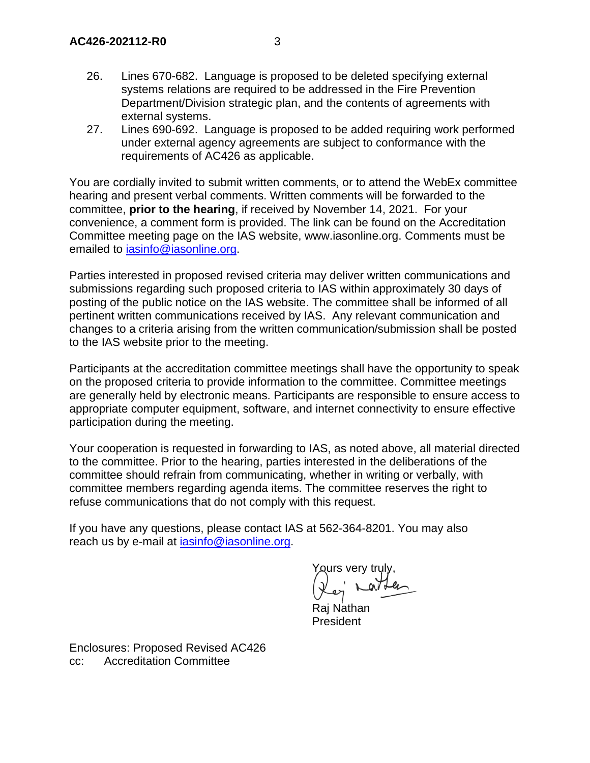26. Lines 670-682. Language is proposed to be deleted specifying external systems relations are required to be addressed in the Fire Prevention Department/Division strategic plan, and the contents of agreements with external systems.
27. Lines 690-692. Language is proposed to be added requiring work performed under external agency agreements are subject to conformance with the requirements of AC426 as applicable.

You are cordially invited to submit written comments, or to attend the WebEx committee hearing and present verbal comments. Written comments will be forwarded to the committee, **prior to the hearing**, if received by November 14, 2021. For your convenience, a comment form is provided. The link can be found on the Accreditation Committee meeting page on the IAS website, www.iasonline.org. Comments must be emailed to iasinfo@iasonline.org.

Parties interested in proposed revised criteria may deliver written communications and submissions regarding such proposed criteria to IAS within approximately 30 days of posting of the public notice on the IAS website. The committee shall be informed of all pertinent written communications received by IAS. Any relevant communication and changes to a criteria arising from the written communication/submission shall be posted to the IAS website prior to the meeting.

Participants at the accreditation committee meetings shall have the opportunity to speak on the proposed criteria to provide information to the committee. Committee meetings are generally held by electronic means. Participants are responsible to ensure access to appropriate computer equipment, software, and internet connectivity to ensure effective participation during the meeting.

Your cooperation is requested in forwarding to IAS, as noted above, all material directed to the committee. Prior to the hearing, parties interested in the deliberations of the committee should refrain from communicating, whether in writing or verbally, with committee members regarding agenda items. The committee reserves the right to refuse communications that do not comply with this request.

If you have any questions, please contact IAS at 562-364-8201. You may also reach us by e-mail at iasinfo@iasonline.org.

Yours very truly,

Raj Nathan
President

Enclosures: Proposed Revised AC426
cc: Accreditation Committee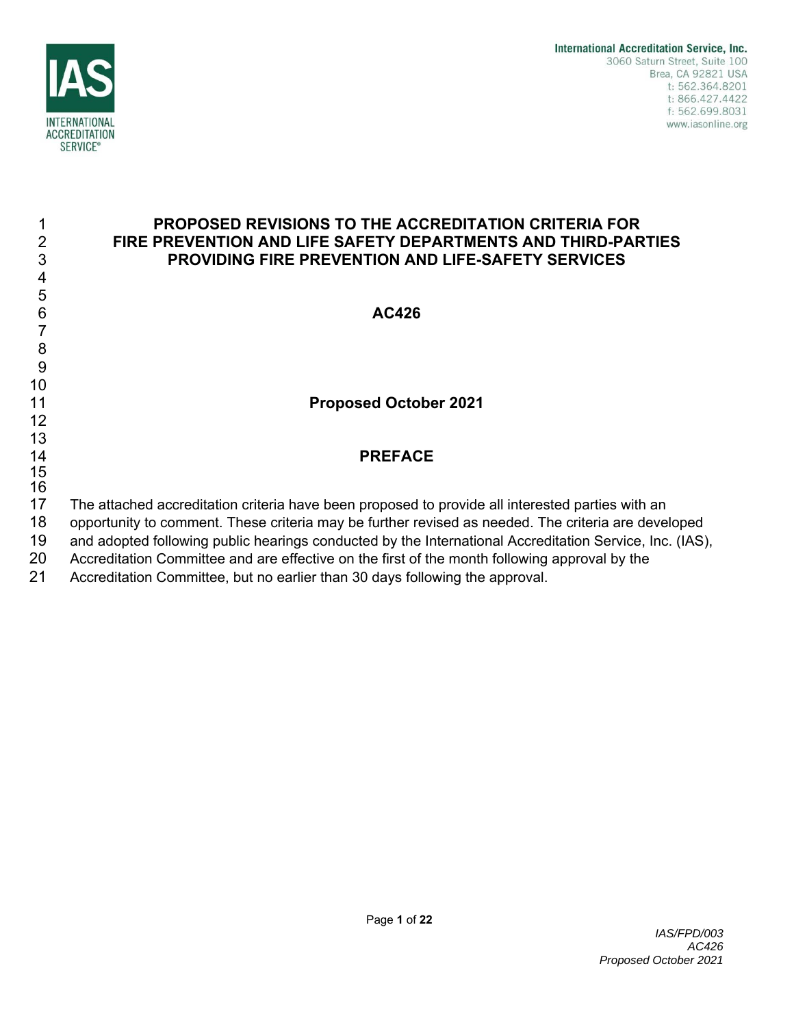International Accreditation Service, Inc.
3060 Saturn Street, Suite 100
Brea, CA 92821 USA
t: 562.364.8201
t: 866.427.4422
f: 562.699.8031
www.iasonline.org

# PROPOSED REVISIONS TO THE ACCREDITATION CRITERIA FOR FIRE PREVENTION AND LIFE SAFETY DEPARTMENTS AND THIRD-PARTIES PROVIDING FIRE PREVENTION AND LIFE-SAFETY SERVICES

## AC426

**Proposed October 2021**

## PREFACE

The attached accreditation criteria have been proposed to provide all interested parties with an opportunity to comment. These criteria may be further revised as needed. The criteria are developed and adopted following public hearings conducted by the International Accreditation Service, Inc. (IAS), Accreditation Committee and are effective on the first of the month following approval by the Accreditation Committee, but no earlier than 30 days following the approval.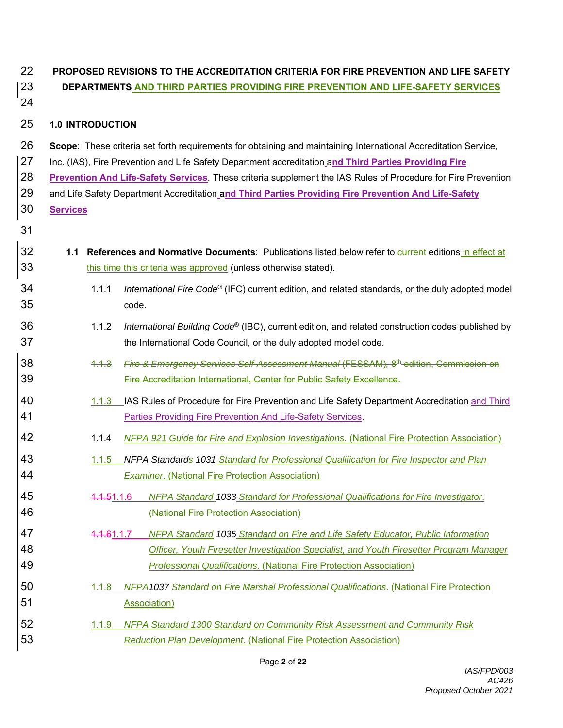**PROPOSED REVISIONS TO THE ACCREDITATION CRITERIA FOR FIRE PREVENTION AND LIFE SAFETY DEPARTMENTS AND THIRD PARTIES PROVIDING FIRE PREVENTION AND LIFE-SAFETY SERVICES**

## 1.0 INTRODUCTION

**Scope**: These criteria set forth requirements for obtaining and maintaining International Accreditation Service, Inc. (IAS), Fire Prevention and Life Safety Department accreditation **and Third Parties Providing Fire Prevention And Life-Safety Services**. These criteria supplement the IAS Rules of Procedure for Fire Prevention and Life Safety Department Accreditation **and Third Parties Providing Fire Prevention And Life-Safety Services**

**1.1 References and Normative Documents**: Publications listed below refer to ~~current~~ editions in effect at this time this criteria was approved (unless otherwise stated).

1.1.1 *International Fire Code*® (IFC) current edition, and related standards, or the duly adopted model code.

1.1.2 *International Building Code*® (IBC), current edition, and related construction codes published by the International Code Council, or the duly adopted model code.

~~1.1.3 *Fire & Emergency Services Self-Assessment Manual* (FESSAM), 8th edition, Commission on Fire Accreditation International, Center for Public Safety Excellence.~~

1.1.3 IAS Rules of Procedure for Fire Prevention and Life Safety Department Accreditation and Third Parties Providing Fire Prevention And Life-Safety Services.

1.1.4 *NFPA 921 Guide for Fire and Explosion Investigations.* (National Fire Protection Association)

1.1.5 *NFPA Standard~~s~~ 1031 Standard for Professional Qualification for Fire Inspector and Plan Examiner*. (National Fire Protection Association)

~~1.1.5~~1.1.6 *NFPA Standard 1033 Standard for Professional Qualifications for Fire Investigator*. (National Fire Protection Association)

~~1.1.6~~1.1.7 *NFPA Standard 1035 Standard on Fire and Life Safety Educator, Public Information Officer, Youth Firesetter Investigation Specialist, and Youth Firesetter Program Manager Professional Qualifications*. (National Fire Protection Association)

1.1.8 *NFPA1037 Standard on Fire Marshal Professional Qualifications*. (National Fire Protection Association)

1.1.9 *NFPA Standard 1300 Standard on Community Risk Assessment and Community Risk Reduction Plan Development*. (National Fire Protection Association)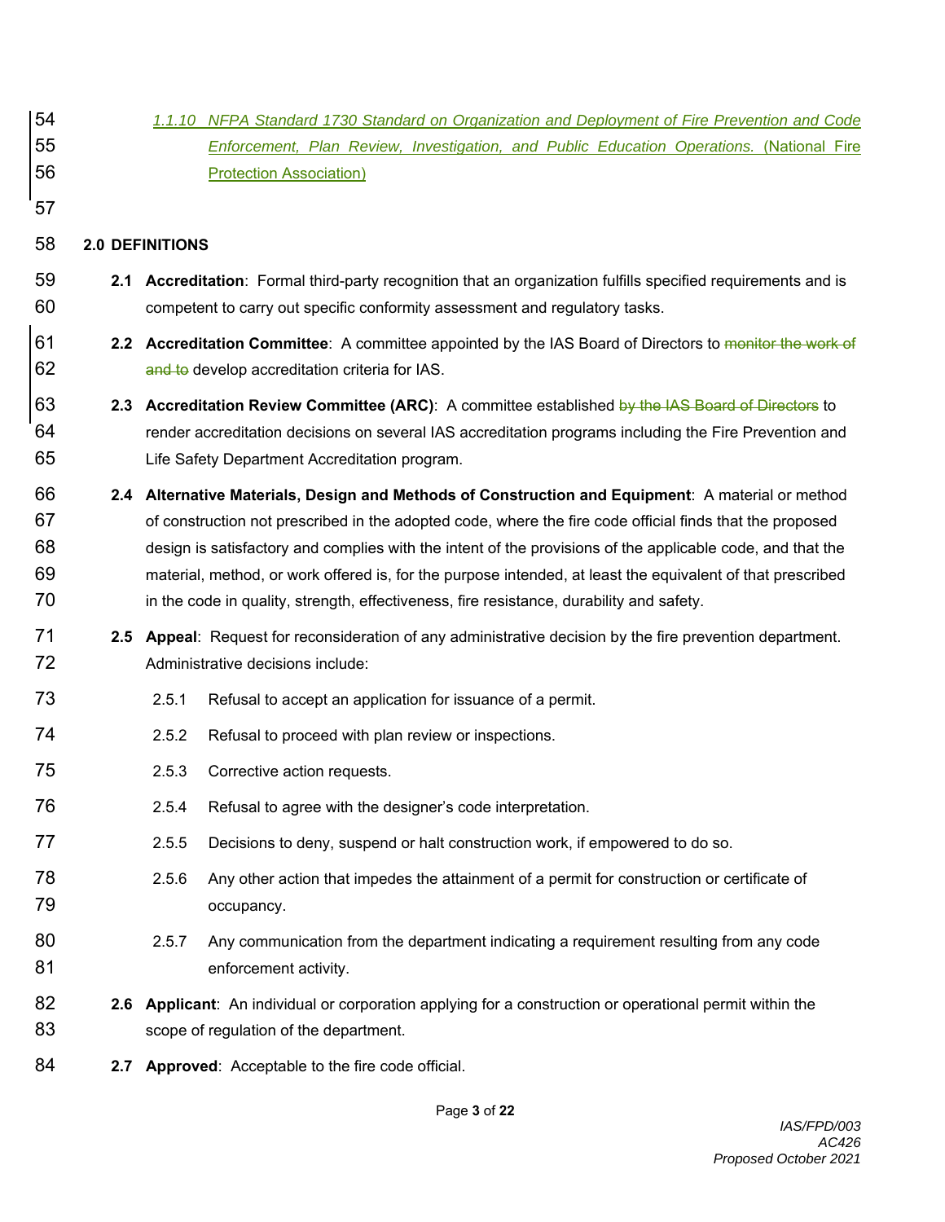*1.1.10 NFPA Standard 1730 Standard on Organization and Deployment of Fire Prevention and Code Enforcement, Plan Review, Investigation, and Public Education Operations.* (National Fire Protection Association)

## 2.0 DEFINITIONS

**2.1 Accreditation**: Formal third-party recognition that an organization fulfills specified requirements and is competent to carry out specific conformity assessment and regulatory tasks.

**2.2 Accreditation Committee**: A committee appointed by the IAS Board of Directors to ~~monitor the work of and to~~ develop accreditation criteria for IAS.

**2.3 Accreditation Review Committee (ARC)**: A committee established ~~by the IAS Board of Directors~~ to render accreditation decisions on several IAS accreditation programs including the Fire Prevention and Life Safety Department Accreditation program.

**2.4 Alternative Materials, Design and Methods of Construction and Equipment**: A material or method of construction not prescribed in the adopted code, where the fire code official finds that the proposed design is satisfactory and complies with the intent of the provisions of the applicable code, and that the material, method, or work offered is, for the purpose intended, at least the equivalent of that prescribed in the code in quality, strength, effectiveness, fire resistance, durability and safety.

**2.5 Appeal**: Request for reconsideration of any administrative decision by the fire prevention department. Administrative decisions include:

- 2.5.1 Refusal to accept an application for issuance of a permit.
- 2.5.2 Refusal to proceed with plan review or inspections.
- 2.5.3 Corrective action requests.
- 2.5.4 Refusal to agree with the designer's code interpretation.
- 2.5.5 Decisions to deny, suspend or halt construction work, if empowered to do so.
- 2.5.6 Any other action that impedes the attainment of a permit for construction or certificate of occupancy.
- 2.5.7 Any communication from the department indicating a requirement resulting from any code enforcement activity.

**2.6 Applicant**: An individual or corporation applying for a construction or operational permit within the scope of regulation of the department.

**2.7 Approved**: Acceptable to the fire code official.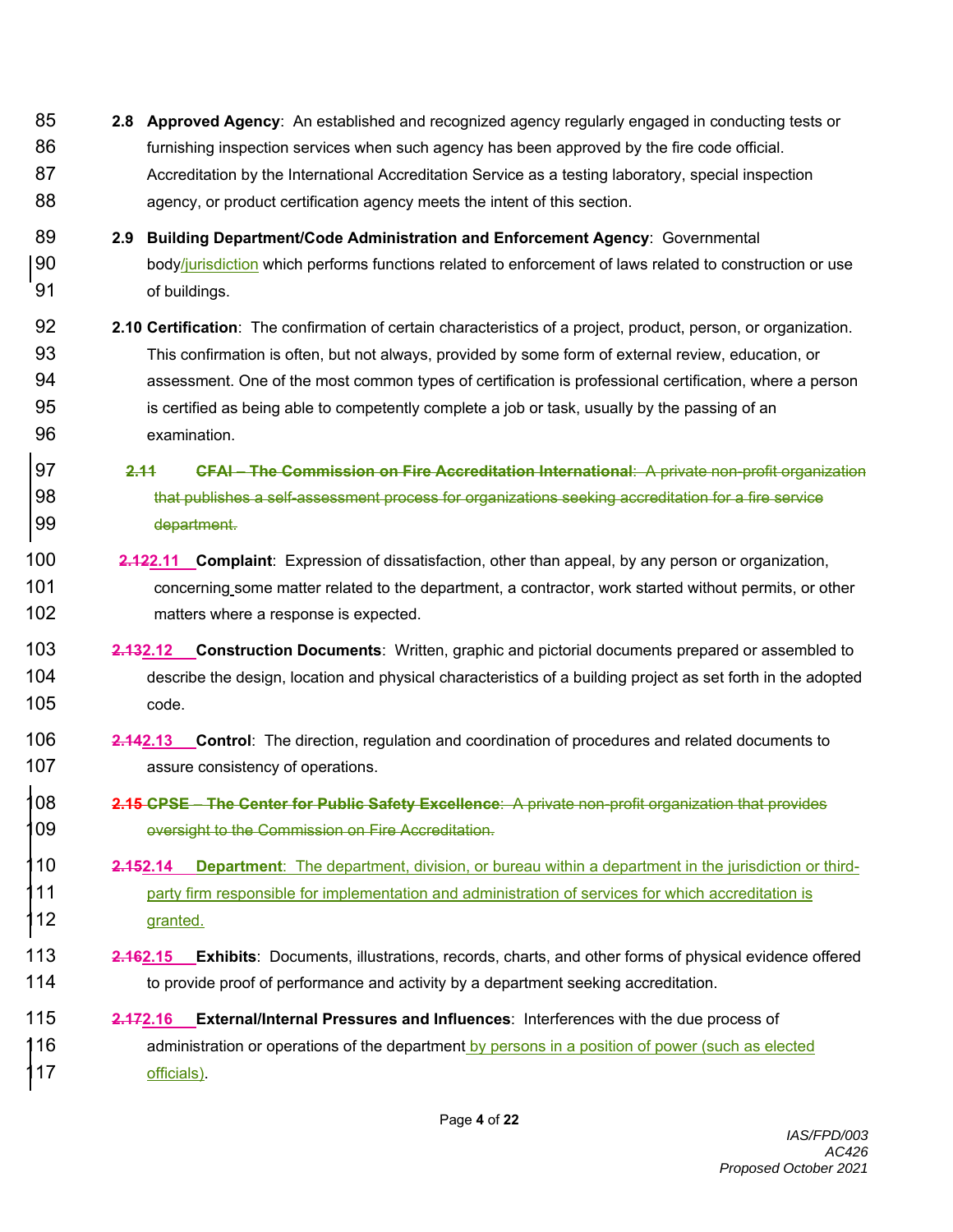**2.8 Approved Agency**: An established and recognized agency regularly engaged in conducting tests or furnishing inspection services when such agency has been approved by the fire code official. Accreditation by the International Accreditation Service as a testing laboratory, special inspection agency, or product certification agency meets the intent of this section.

**2.9 Building Department/Code Administration and Enforcement Agency**: Governmental body/jurisdiction which performs functions related to enforcement of laws related to construction or use of buildings.

**2.10 Certification**: The confirmation of certain characteristics of a project, product, person, or organization. This confirmation is often, but not always, provided by some form of external review, education, or assessment. One of the most common types of certification is professional certification, where a person is certified as being able to competently complete a job or task, usually by the passing of an examination.

~~**2.11 CFAI – The Commission on Fire Accreditation International**: A private non-profit organization that publishes a self-assessment process for organizations seeking accreditation for a fire service department.~~

~~2.12~~**2.11 Complaint**: Expression of dissatisfaction, other than appeal, by any person or organization, concerning some matter related to the department, a contractor, work started without permits, or other matters where a response is expected.

~~2.13~~**2.12 Construction Documents**: Written, graphic and pictorial documents prepared or assembled to describe the design, location and physical characteristics of a building project as set forth in the adopted code.

~~2.14~~**2.13 Control**: The direction, regulation and coordination of procedures and related documents to assure consistency of operations.

~~**2.15 CPSE – The Center for Public Safety Excellence**: A private non-profit organization that provides oversight to the Commission on Fire Accreditation.~~

~~2.15~~**2.14 Department**: The department, division, or bureau within a department in the jurisdiction or third-party firm responsible for implementation and administration of services for which accreditation is granted.

~~2.16~~**2.15 Exhibits**: Documents, illustrations, records, charts, and other forms of physical evidence offered to provide proof of performance and activity by a department seeking accreditation.

~~2.17~~**2.16 External/Internal Pressures and Influences**: Interferences with the due process of administration or operations of the department by persons in a position of power (such as elected officials).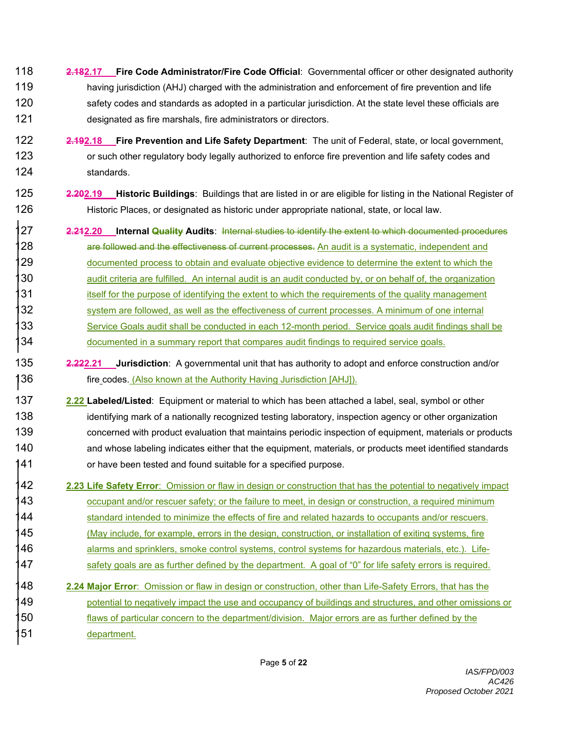**~~2.18~~2.17 Fire Code Administrator/Fire Code Official**: Governmental officer or other designated authority having jurisdiction (AHJ) charged with the administration and enforcement of fire prevention and life safety codes and standards as adopted in a particular jurisdiction. At the state level these officials are designated as fire marshals, fire administrators or directors.

**~~2.19~~2.18 Fire Prevention and Life Safety Department**: The unit of Federal, state, or local government, or such other regulatory body legally authorized to enforce fire prevention and life safety codes and standards.

**~~2.20~~2.19 Historic Buildings**: Buildings that are listed in or are eligible for listing in the National Register of Historic Places, or designated as historic under appropriate national, state, or local law.

**~~2.21~~2.20 Internal ~~Quality~~ Audits**: ~~Internal studies to identify the extent to which documented procedures are followed and the effectiveness of current processes.~~ An audit is a systematic, independent and documented process to obtain and evaluate objective evidence to determine the extent to which the audit criteria are fulfilled. An internal audit is an audit conducted by, or on behalf of, the organization itself for the purpose of identifying the extent to which the requirements of the quality management system are followed, as well as the effectiveness of current processes. A minimum of one internal Service Goals audit shall be conducted in each 12-month period. Service goals audit findings shall be documented in a summary report that compares audit findings to required service goals.

**~~2.22~~2.21 Jurisdiction**: A governmental unit that has authority to adopt and enforce construction and/or fire codes. (Also known at the Authority Having Jurisdiction [AHJ]).

**2.22 Labeled/Listed**: Equipment or material to which has been attached a label, seal, symbol or other identifying mark of a nationally recognized testing laboratory, inspection agency or other organization concerned with product evaluation that maintains periodic inspection of equipment, materials or products and whose labeling indicates either that the equipment, materials, or products meet identified standards or have been tested and found suitable for a specified purpose.

**2.23 Life Safety Error**: Omission or flaw in design or construction that has the potential to negatively impact occupant and/or rescuer safety; or the failure to meet, in design or construction, a required minimum standard intended to minimize the effects of fire and related hazards to occupants and/or rescuers. (May include, for example, errors in the design, construction, or installation of exiting systems, fire alarms and sprinklers, smoke control systems, control systems for hazardous materials, etc.). Life-safety goals are as further defined by the department. A goal of "0" for life safety errors is required.

**2.24 Major Error**: Omission or flaw in design or construction, other than Life-Safety Errors, that has the potential to negatively impact the use and occupancy of buildings and structures, and other omissions or flaws of particular concern to the department/division. Major errors are as further defined by the department.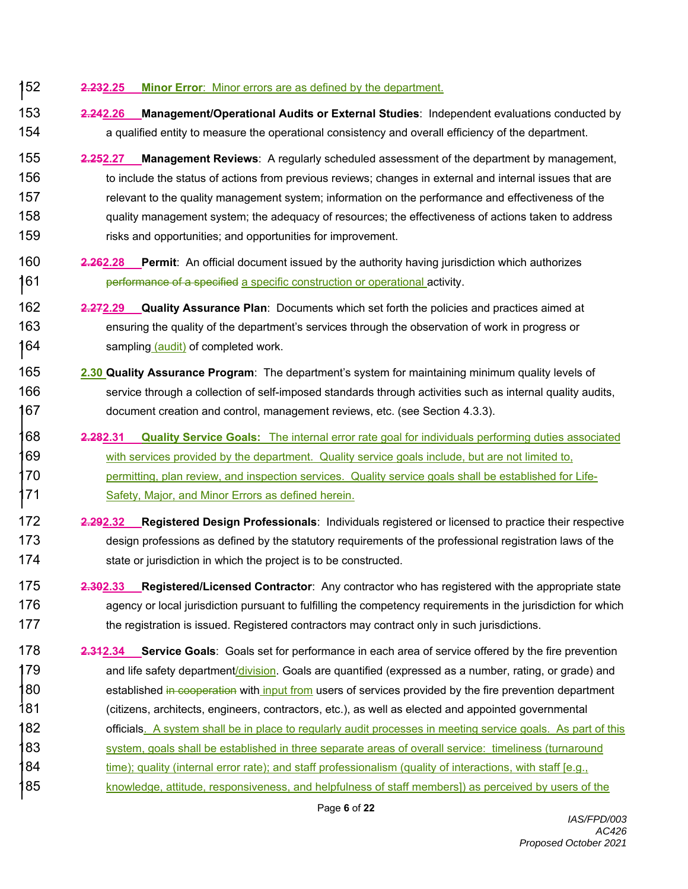~~2.23~~2.25 **Minor Error**: Minor errors are as defined by the department.

~~2.24~~2.26 **Management/Operational Audits or External Studies**: Independent evaluations conducted by a qualified entity to measure the operational consistency and overall efficiency of the department.

~~2.25~~2.27 **Management Reviews**: A regularly scheduled assessment of the department by management, to include the status of actions from previous reviews; changes in external and internal issues that are relevant to the quality management system; information on the performance and effectiveness of the quality management system; the adequacy of resources; the effectiveness of actions taken to address risks and opportunities; and opportunities for improvement.

~~2.26~~2.28 **Permit**: An official document issued by the authority having jurisdiction which authorizes ~~performance of a specified~~ a specific construction or operational activity.

~~2.27~~2.29 **Quality Assurance Plan**: Documents which set forth the policies and practices aimed at ensuring the quality of the department's services through the observation of work in progress or sampling (audit) of completed work.

2.30 **Quality Assurance Program**: The department's system for maintaining minimum quality levels of service through a collection of self-imposed standards through activities such as internal quality audits, document creation and control, management reviews, etc. (see Section 4.3.3).

~~2.28~~2.31 **Quality Service Goals:** The internal error rate goal for individuals performing duties associated with services provided by the department. Quality service goals include, but are not limited to, permitting, plan review, and inspection services. Quality service goals shall be established for Life-Safety, Major, and Minor Errors as defined herein.

~~2.29~~2.32 **Registered Design Professionals**: Individuals registered or licensed to practice their respective design professions as defined by the statutory requirements of the professional registration laws of the state or jurisdiction in which the project is to be constructed.

~~2.30~~2.33 **Registered/Licensed Contractor**: Any contractor who has registered with the appropriate state agency or local jurisdiction pursuant to fulfilling the competency requirements in the jurisdiction for which the registration is issued. Registered contractors may contract only in such jurisdictions.

~~2.31~~2.34 **Service Goals**: Goals set for performance in each area of service offered by the fire prevention and life safety department/division. Goals are quantified (expressed as a number, rating, or grade) and established ~~in cooperation~~ with input from users of services provided by the fire prevention department (citizens, architects, engineers, contractors, etc.), as well as elected and appointed governmental officials. A system shall be in place to regularly audit processes in meeting service goals. As part of this system, goals shall be established in three separate areas of overall service: timeliness (turnaround time); quality (internal error rate); and staff professionalism (quality of interactions, with staff [e.g., knowledge, attitude, responsiveness, and helpfulness of staff members]) as perceived by users of the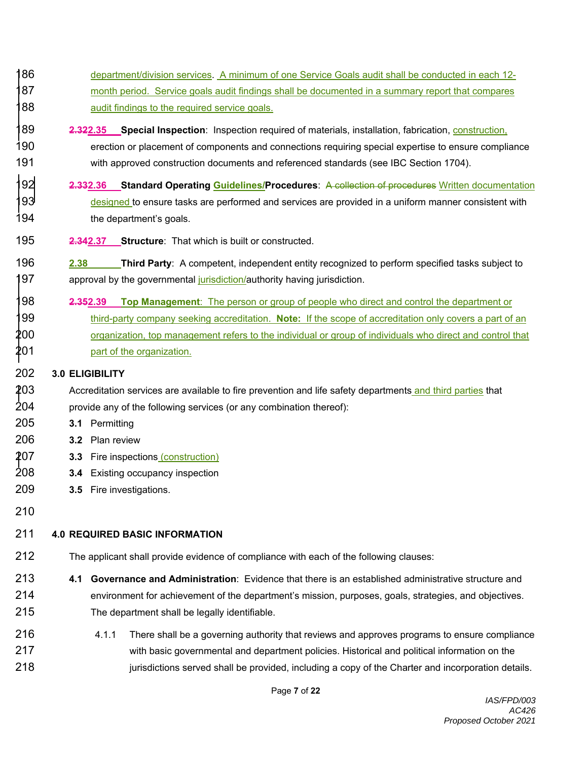department/division services. A minimum of one Service Goals audit shall be conducted in each 12-month period. Service goals audit findings shall be documented in a summary report that compares audit findings to the required service goals.

~~2.32~~ **2.35 Special Inspection**: Inspection required of materials, installation, fabrication, construction, erection or placement of components and connections requiring special expertise to ensure compliance with approved construction documents and referenced standards (see IBC Section 1704).

~~2.33~~ **2.36 Standard Operating Guidelines/Procedures**: ~~A collection of procedures~~ Written documentation designed to ensure tasks are performed and services are provided in a uniform manner consistent with the department's goals.

~~2.34~~ **2.37 Structure**: That which is built or constructed.

**2.38 Third Party**: A competent, independent entity recognized to perform specified tasks subject to approval by the governmental jurisdiction/authority having jurisdiction.

~~2.35~~ **2.39 Top Management**: The person or group of people who direct and control the department or third-party company seeking accreditation. **Note:** If the scope of accreditation only covers a part of an organization, top management refers to the individual or group of individuals who direct and control that part of the organization.

## 3.0 ELIGIBILITY

Accreditation services are available to fire prevention and life safety departments and third parties that provide any of the following services (or any combination thereof):

**3.1** Permitting

**3.2** Plan review

**3.3** Fire inspections (construction)

**3.4** Existing occupancy inspection

**3.5** Fire investigations.

## 4.0 REQUIRED BASIC INFORMATION

The applicant shall provide evidence of compliance with each of the following clauses:

**4.1 Governance and Administration**: Evidence that there is an established administrative structure and environment for achievement of the department's mission, purposes, goals, strategies, and objectives. The department shall be legally identifiable.

4.1.1 There shall be a governing authority that reviews and approves programs to ensure compliance with basic governmental and department policies. Historical and political information on the jurisdictions served shall be provided, including a copy of the Charter and incorporation details.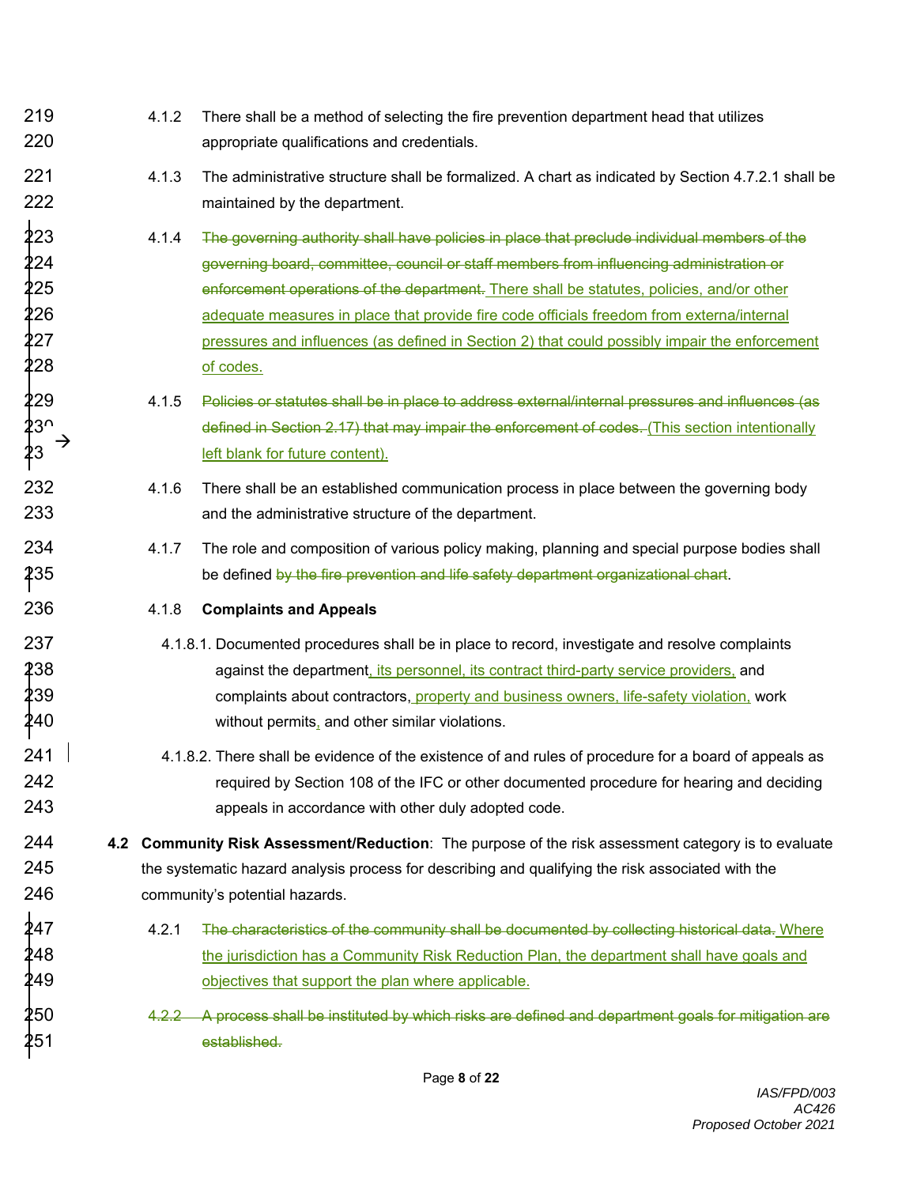4.1.2 There shall be a method of selecting the fire prevention department head that utilizes appropriate qualifications and credentials.

4.1.3 The administrative structure shall be formalized. A chart as indicated by Section 4.7.2.1 shall be maintained by the department.

4.1.4 ~~The governing authority shall have policies in place that preclude individual members of the governing board, committee, council or staff members from influencing administration or enforcement operations of the department.~~ <u>There shall be statutes, policies, and/or other adequate measures in place that provide fire code officials freedom from externa/internal pressures and influences (as defined in Section 2) that could possibly impair the enforcement of codes.</u>

4.1.5 ~~Policies or statutes shall be in place to address external/internal pressures and influences (as defined in Section 2.17) that may impair the enforcement of codes.~~ <u>(This section intentionally left blank for future content).</u>

4.1.6 There shall be an established communication process in place between the governing body and the administrative structure of the department.

4.1.7 The role and composition of various policy making, planning and special purpose bodies shall be defined ~~by the fire prevention and life safety department organizational chart~~.

4.1.8 **Complaints and Appeals**

4.1.8.1. Documented procedures shall be in place to record, investigate and resolve complaints against the department<u>, its personnel, its contract third-party service providers,</u> and complaints about contractors<u>, property and business owners, life-safety violation,</u> work without permits<u>,</u> and other similar violations.

4.1.8.2. There shall be evidence of the existence of and rules of procedure for a board of appeals as required by Section 108 of the IFC or other documented procedure for hearing and deciding appeals in accordance with other duly adopted code.

**4.2 Community Risk Assessment/Reduction**: The purpose of the risk assessment category is to evaluate the systematic hazard analysis process for describing and qualifying the risk associated with the community's potential hazards.

4.2.1 ~~The characteristics of the community shall be documented by collecting historical data.~~ <u>Where the jurisdiction has a Community Risk Reduction Plan, the department shall have goals and objectives that support the plan where applicable.</u>

~~4.2.2 A process shall be instituted by which risks are defined and department goals for mitigation are established.~~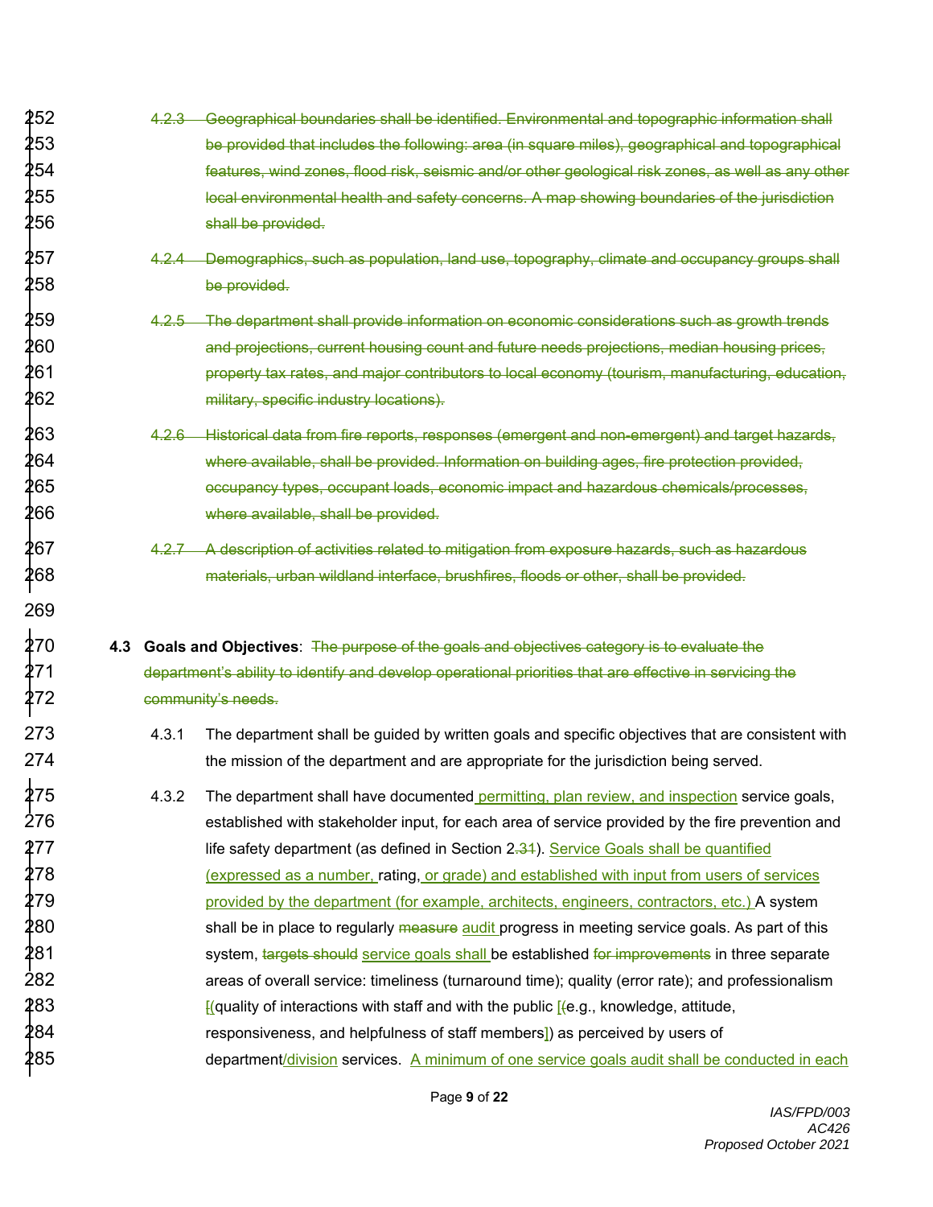~~4.2.3 Geographical boundaries shall be identified. Environmental and topographic information shall be provided that includes the following: area (in square miles), geographical and topographical features, wind zones, flood risk, seismic and/or other geological risk zones, as well as any other local environmental health and safety concerns. A map showing boundaries of the jurisdiction shall be provided.~~

~~4.2.4 Demographics, such as population, land use, topography, climate and occupancy groups shall be provided.~~

~~4.2.5 The department shall provide information on economic considerations such as growth trends and projections, current housing count and future needs projections, median housing prices, property tax rates, and major contributors to local economy (tourism, manufacturing, education, military, specific industry locations).~~

~~4.2.6 Historical data from fire reports, responses (emergent and non-emergent) and target hazards, where available, shall be provided. Information on building ages, fire protection provided, occupancy types, occupant loads, economic impact and hazardous chemicals/processes, where available, shall be provided.~~

~~4.2.7 A description of activities related to mitigation from exposure hazards, such as hazardous materials, urban wildland interface, brushfires, floods or other, shall be provided.~~

**4.3 Goals and Objectives**: ~~The purpose of the goals and objectives category is to evaluate the department's ability to identify and develop operational priorities that are effective in servicing the community's needs.~~

4.3.1 The department shall be guided by written goals and specific objectives that are consistent with the mission of the department and are appropriate for the jurisdiction being served.

4.3.2 The department shall have documented permitting, plan review, and inspection service goals, established with stakeholder input, for each area of service provided by the fire prevention and life safety department (as defined in Section 2.~~3~~1). Service Goals shall be quantified (expressed as a number, rating, or grade) and established with input from users of services provided by the department (for example, architects, engineers, contractors, etc.) A system shall be in place to regularly ~~measure~~ audit progress in meeting service goals. As part of this system, ~~targets should~~ service goals shall be established ~~for improvements~~ in three separate areas of overall service: timeliness (turnaround time); quality (error rate); and professionalism [~~(~~quality of interactions with staff and with the public [~~(~~e.g., knowledge, attitude, responsiveness, and helpfulness of staff members]) as perceived by users of department/division services. A minimum of one service goals audit shall be conducted in each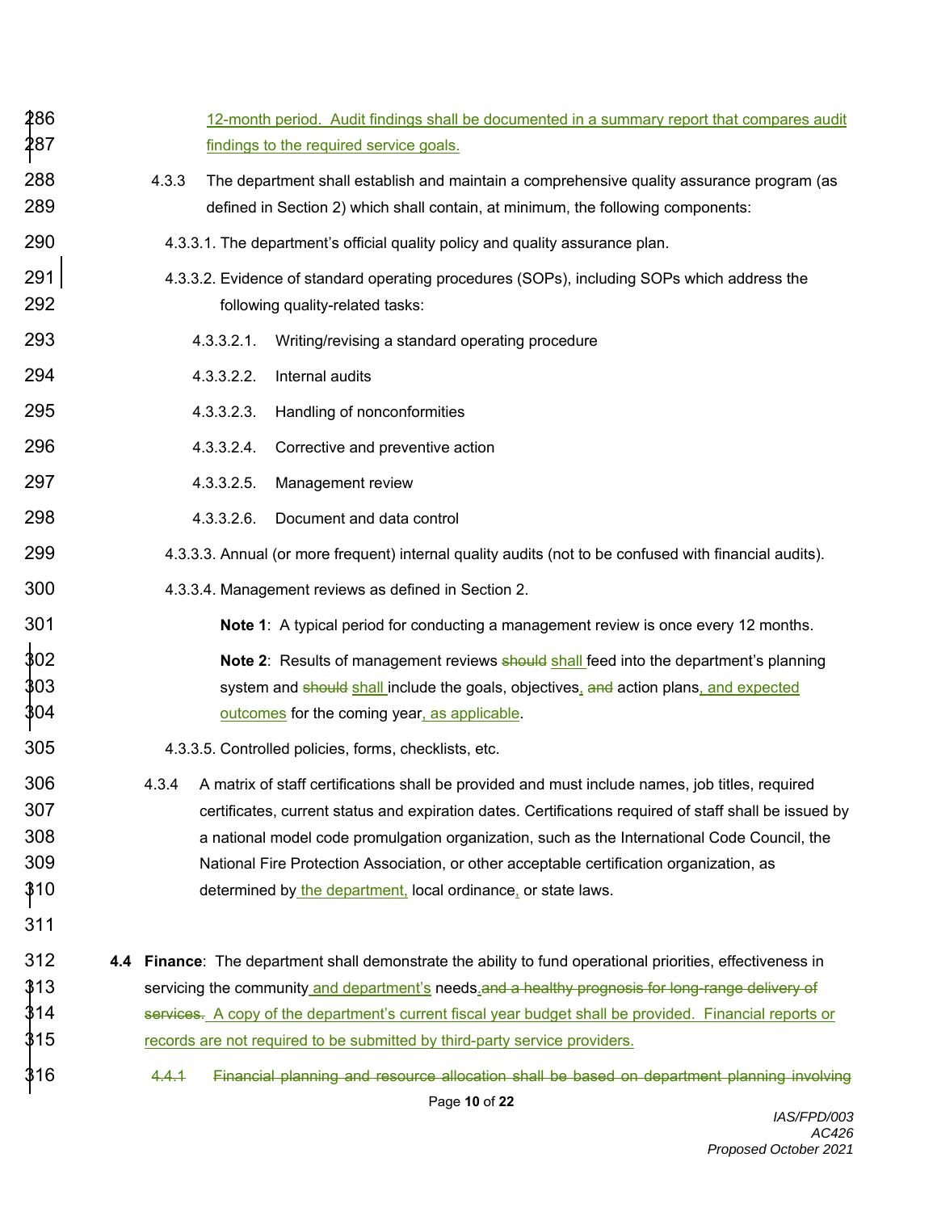12-month period. Audit findings shall be documented in a summary report that compares audit findings to the required service goals.

4.3.3 The department shall establish and maintain a comprehensive quality assurance program (as defined in Section 2) which shall contain, at minimum, the following components:

4.3.3.1. The department's official quality policy and quality assurance plan.

4.3.3.2. Evidence of standard operating procedures (SOPs), including SOPs which address the following quality-related tasks:

4.3.3.2.1. Writing/revising a standard operating procedure

4.3.3.2.2. Internal audits

4.3.3.2.3. Handling of nonconformities

4.3.3.2.4. Corrective and preventive action

4.3.3.2.5. Management review

4.3.3.2.6. Document and data control

4.3.3.3. Annual (or more frequent) internal quality audits (not to be confused with financial audits).

4.3.3.4. Management reviews as defined in Section 2.

**Note 1**: A typical period for conducting a management review is once every 12 months.

**Note 2**: Results of management reviews ~~should~~ shall feed into the department's planning system and ~~should~~ shall include the goals, objectives, ~~and~~ action plans, and expected outcomes for the coming year, as applicable.

4.3.3.5. Controlled policies, forms, checklists, etc.

4.3.4 A matrix of staff certifications shall be provided and must include names, job titles, required certificates, current status and expiration dates. Certifications required of staff shall be issued by a national model code promulgation organization, such as the International Code Council, the National Fire Protection Association, or other acceptable certification organization, as determined by the department, local ordinance, or state laws.

**4.4 Finance**: The department shall demonstrate the ability to fund operational priorities, effectiveness in servicing the community and department's needs. ~~and a healthy prognosis for long-range delivery of services.~~ A copy of the department's current fiscal year budget shall be provided. Financial reports or records are not required to be submitted by third-party service providers.

~~4.4.1 Financial planning and resource allocation shall be based on department planning involving~~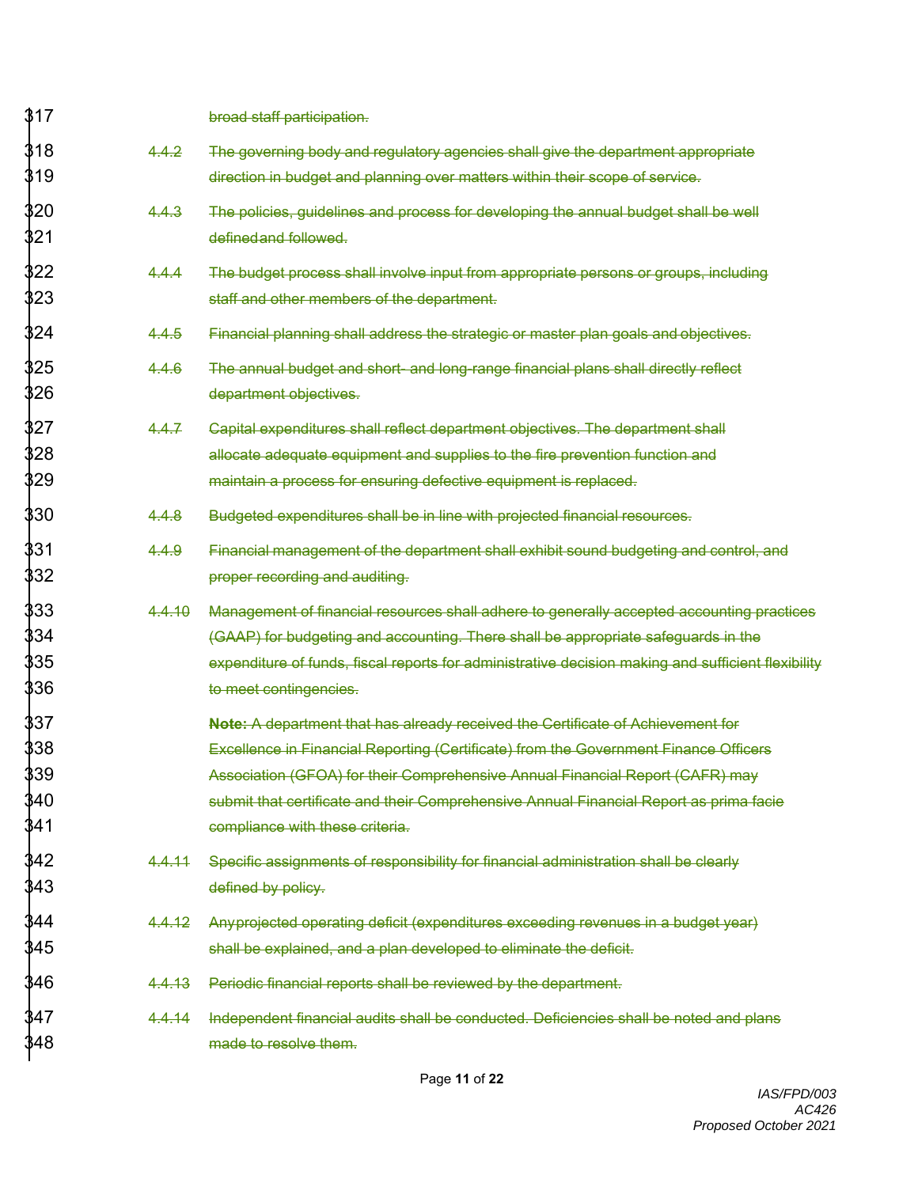broad staff participation.

4.4.2 The governing body and regulatory agencies shall give the department appropriate direction in budget and planning over matters within their scope of service.

4.4.3 The policies, guidelines and process for developing the annual budget shall be well definedand followed.

4.4.4 The budget process shall involve input from appropriate persons or groups, including staff and other members of the department.

4.4.5 Financial planning shall address the strategic or master plan goals and objectives.

4.4.6 The annual budget and short- and long-range financial plans shall directly reflect department objectives.

4.4.7 Capital expenditures shall reflect department objectives. The department shall allocate adequate equipment and supplies to the fire prevention function and maintain a process for ensuring defective equipment is replaced.

4.4.8 Budgeted expenditures shall be in line with projected financial resources.

4.4.9 Financial management of the department shall exhibit sound budgeting and control, and proper recording and auditing.

4.4.10 Management of financial resources shall adhere to generally accepted accounting practices (GAAP) for budgeting and accounting. There shall be appropriate safeguards in the expenditure of funds, fiscal reports for administrative decision making and sufficient flexibility to meet contingencies.

**Note:** A department that has already received the Certificate of Achievement for Excellence in Financial Reporting (Certificate) from the Government Finance Officers Association (GFOA) for their Comprehensive Annual Financial Report (CAFR) may submit that certificate and their Comprehensive Annual Financial Report as prima facie compliance with these criteria.

4.4.11 Specific assignments of responsibility for financial administration shall be clearly defined by policy.

4.4.12 Anyprojected operating deficit (expenditures exceeding revenues in a budget year) shall be explained, and a plan developed to eliminate the deficit.

4.4.13 Periodic financial reports shall be reviewed by the department.

4.4.14 Independent financial audits shall be conducted. Deficiencies shall be noted and plans made to resolve them.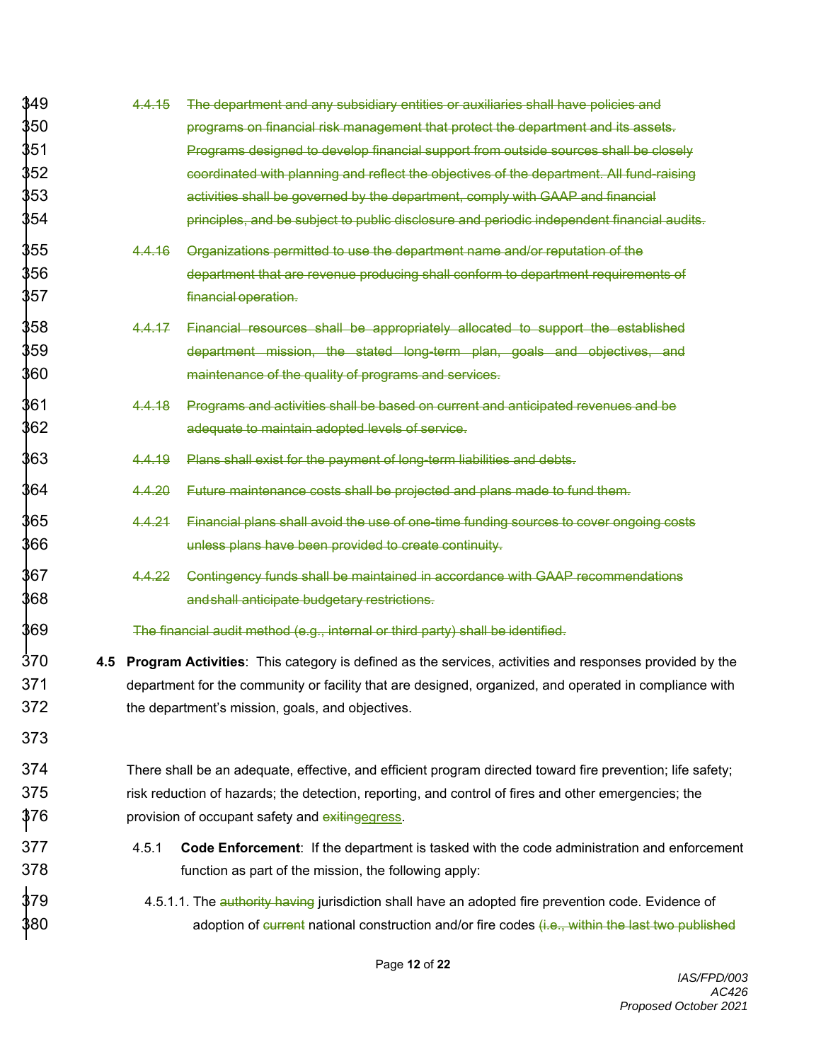~~4.4.15 The department and any subsidiary entities or auxiliaries shall have policies and programs on financial risk management that protect the department and its assets. Programs designed to develop financial support from outside sources shall be closely coordinated with planning and reflect the objectives of the department. All fund-raising activities shall be governed by the department, comply with GAAP and financial principles, and be subject to public disclosure and periodic independent financial audits.~~

~~4.4.16 Organizations permitted to use the department name and/or reputation of the department that are revenue producing shall conform to department requirements of financial operation.~~

~~4.4.17 Financial resources shall be appropriately allocated to support the established department mission, the stated long-term plan, goals and objectives, and maintenance of the quality of programs and services.~~

~~4.4.18 Programs and activities shall be based on current and anticipated revenues and be adequate to maintain adopted levels of service.~~

~~4.4.19 Plans shall exist for the payment of long-term liabilities and debts.~~

~~4.4.20 Future maintenance costs shall be projected and plans made to fund them.~~

~~4.4.21 Financial plans shall avoid the use of one-time funding sources to cover ongoing costs unless plans have been provided to create continuity.~~

~~4.4.22 Contingency funds shall be maintained in accordance with GAAP recommendations and shall anticipate budgetary restrictions.~~

~~The financial audit method (e.g., internal or third party) shall be identified.~~

**4.5 Program Activities**: This category is defined as the services, activities and responses provided by the department for the community or facility that are designed, organized, and operated in compliance with the department's mission, goals, and objectives.

There shall be an adequate, effective, and efficient program directed toward fire prevention; life safety; risk reduction of hazards; the detection, reporting, and control of fires and other emergencies; the provision of occupant safety and ~~exiting~~egress.

4.5.1 **Code Enforcement**: If the department is tasked with the code administration and enforcement function as part of the mission, the following apply:

4.5.1.1. The ~~authority having~~ jurisdiction shall have an adopted fire prevention code. Evidence of adoption of ~~current~~ national construction and/or fire codes ~~(i.e., within the last two published~~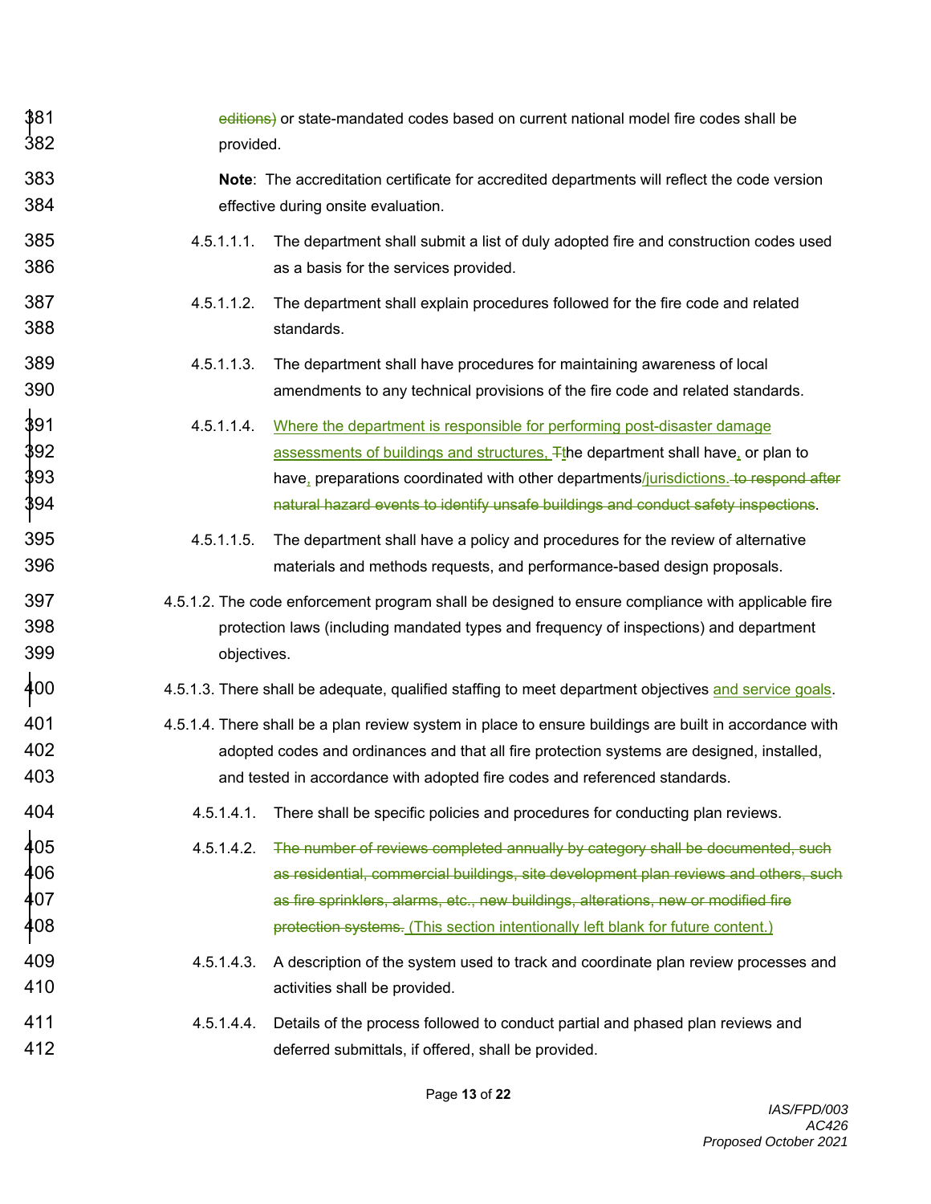editions) or state-mandated codes based on current national model fire codes shall be provided.

**Note**: The accreditation certificate for accredited departments will reflect the code version effective during onsite evaluation.

4.5.1.1.1. The department shall submit a list of duly adopted fire and construction codes used as a basis for the services provided.

4.5.1.1.2. The department shall explain procedures followed for the fire code and related standards.

4.5.1.1.3. The department shall have procedures for maintaining awareness of local amendments to any technical provisions of the fire code and related standards.

4.5.1.1.4. Where the department is responsible for performing post-disaster damage assessments of buildings and structures, Tthe department shall have, or plan to have, preparations coordinated with other departments/jurisdictions. to respond after natural hazard events to identify unsafe buildings and conduct safety inspections.

4.5.1.1.5. The department shall have a policy and procedures for the review of alternative materials and methods requests, and performance-based design proposals.

4.5.1.2. The code enforcement program shall be designed to ensure compliance with applicable fire protection laws (including mandated types and frequency of inspections) and department objectives.

4.5.1.3. There shall be adequate, qualified staffing to meet department objectives and service goals.

4.5.1.4. There shall be a plan review system in place to ensure buildings are built in accordance with adopted codes and ordinances and that all fire protection systems are designed, installed, and tested in accordance with adopted fire codes and referenced standards.

4.5.1.4.1. There shall be specific policies and procedures for conducting plan reviews.

4.5.1.4.2. ~~The number of reviews completed annually by category shall be documented, such as residential, commercial buildings, site development plan reviews and others, such as fire sprinklers, alarms, etc., new buildings, alterations, new or modified fire protection systems.~~ (This section intentionally left blank for future content.)

4.5.1.4.3. A description of the system used to track and coordinate plan review processes and activities shall be provided.

4.5.1.4.4. Details of the process followed to conduct partial and phased plan reviews and deferred submittals, if offered, shall be provided.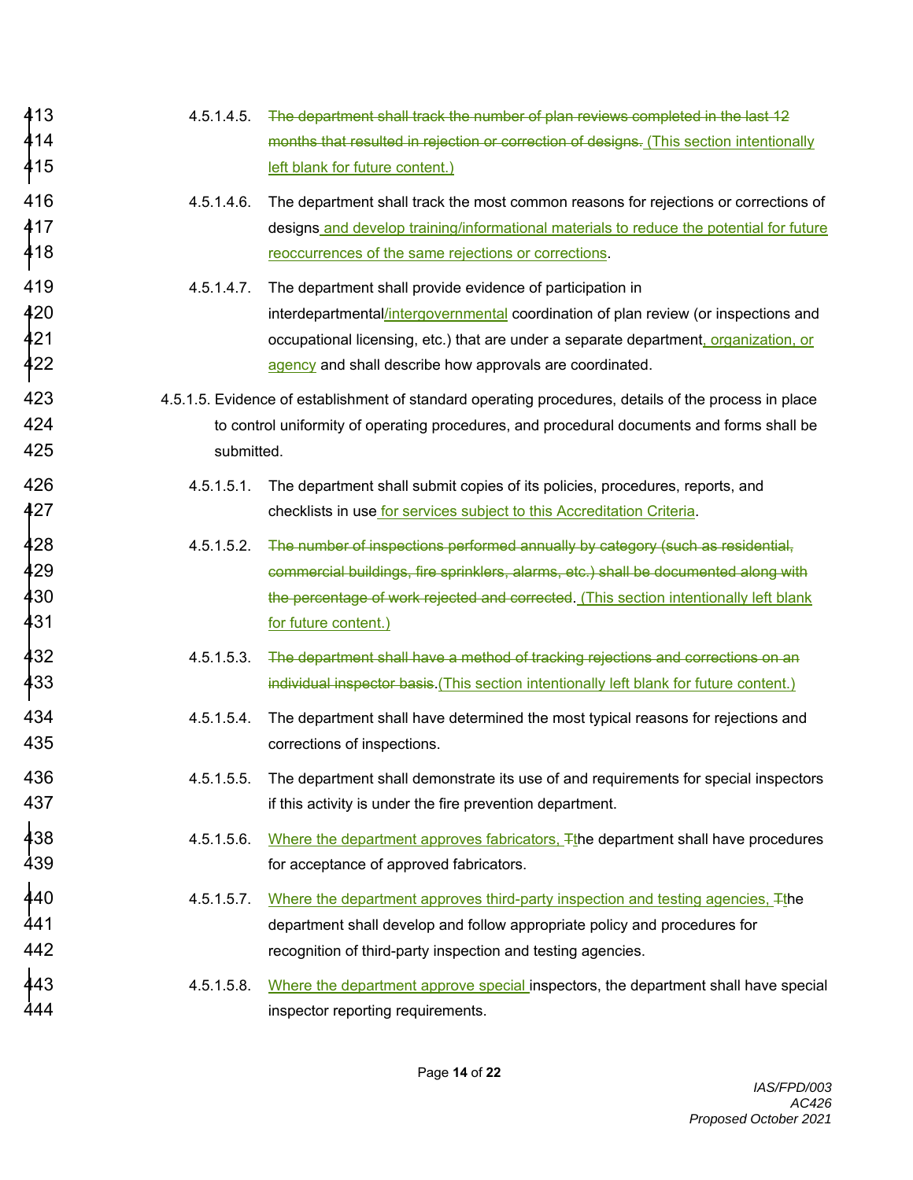4.5.1.4.5. ~~The department shall track the number of plan reviews completed in the last 12 months that resulted in rejection or correction of designs.~~ (This section intentionally left blank for future content.)

4.5.1.4.6. The department shall track the most common reasons for rejections or corrections of designs and develop training/informational materials to reduce the potential for future reoccurrences of the same rejections or corrections.

4.5.1.4.7. The department shall provide evidence of participation in interdepartmental/intergovernmental coordination of plan review (or inspections and occupational licensing, etc.) that are under a separate department, organization, or agency and shall describe how approvals are coordinated.

4.5.1.5. Evidence of establishment of standard operating procedures, details of the process in place to control uniformity of operating procedures, and procedural documents and forms shall be submitted.

4.5.1.5.1. The department shall submit copies of its policies, procedures, reports, and checklists in use for services subject to this Accreditation Criteria.

4.5.1.5.2. ~~The number of inspections performed annually by category (such as residential, commercial buildings, fire sprinklers, alarms, etc.) shall be documented along with the percentage of work rejected and corrected~~. (This section intentionally left blank for future content.)

4.5.1.5.3. ~~The department shall have a method of tracking rejections and corrections on an individual inspector basis~~.(This section intentionally left blank for future content.)

4.5.1.5.4. The department shall have determined the most typical reasons for rejections and corrections of inspections.

4.5.1.5.5. The department shall demonstrate its use of and requirements for special inspectors if this activity is under the fire prevention department.

4.5.1.5.6. Where the department approves fabricators, ~~T~~the department shall have procedures for acceptance of approved fabricators.

4.5.1.5.7. Where the department approves third-party inspection and testing agencies, ~~T~~the department shall develop and follow appropriate policy and procedures for recognition of third-party inspection and testing agencies.

4.5.1.5.8. Where the department approve special inspectors, the department shall have special inspector reporting requirements.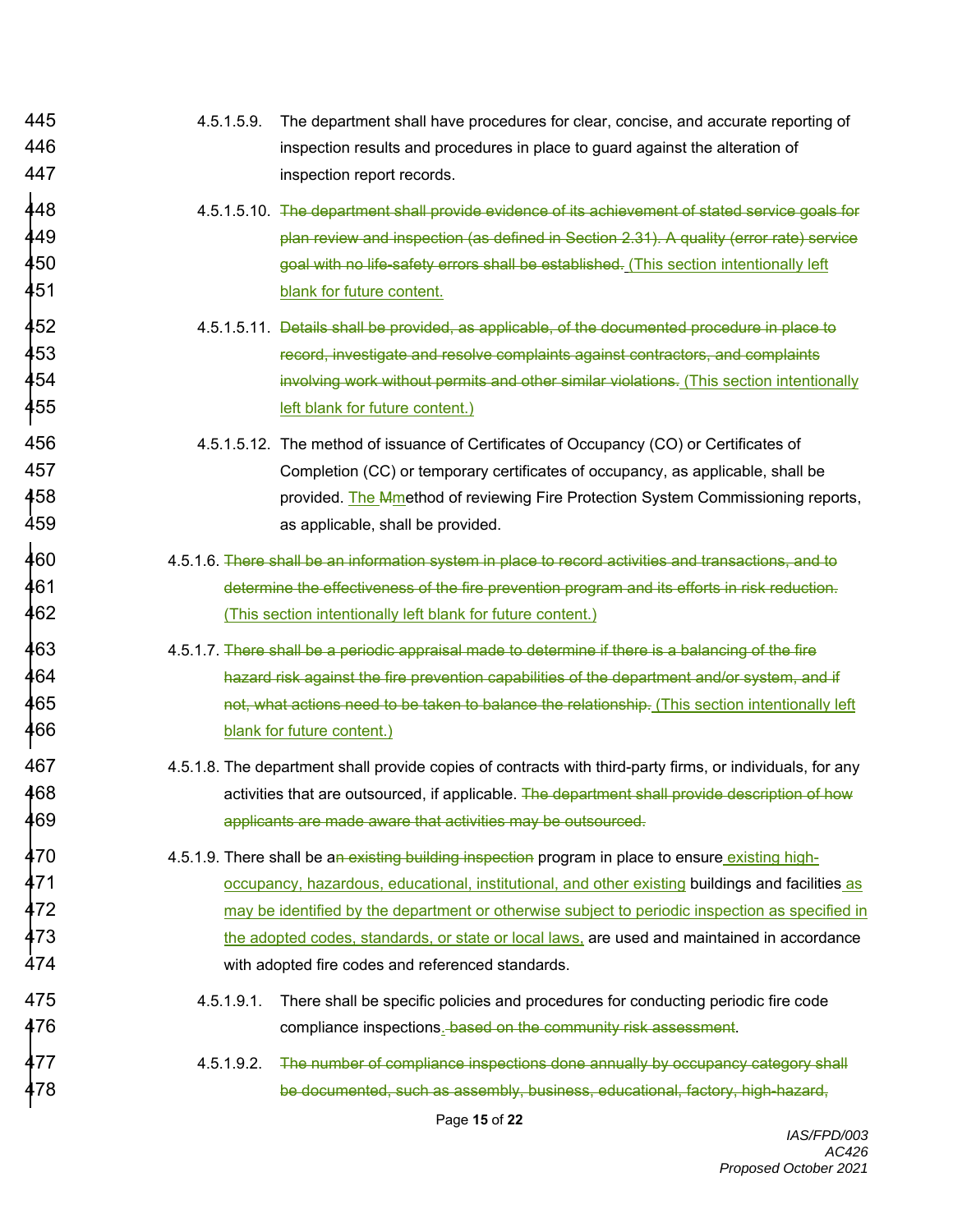4.5.1.5.9. The department shall have procedures for clear, concise, and accurate reporting of inspection results and procedures in place to guard against the alteration of inspection report records.

4.5.1.5.10. ~~The department shall provide evidence of its achievement of stated service goals for plan review and inspection (as defined in Section 2.31). A quality (error rate) service goal with no life-safety errors shall be established.~~ (This section intentionally left blank for future content.

4.5.1.5.11. ~~Details shall be provided, as applicable, of the documented procedure in place to record, investigate and resolve complaints against contractors, and complaints involving work without permits and other similar violations.~~ (This section intentionally left blank for future content.)

4.5.1.5.12. The method of issuance of Certificates of Occupancy (CO) or Certificates of Completion (CC) or temporary certificates of occupancy, as applicable, shall be provided. The ~~M~~method of reviewing Fire Protection System Commissioning reports, as applicable, shall be provided.

4.5.1.6. ~~There shall be an information system in place to record activities and transactions, and to determine the effectiveness of the fire prevention program and its efforts in risk reduction.~~ (This section intentionally left blank for future content.)

4.5.1.7. ~~There shall be a periodic appraisal made to determine if there is a balancing of the fire hazard risk against the fire prevention capabilities of the department and/or system, and if not, what actions need to be taken to balance the relationship.~~ (This section intentionally left blank for future content.)

4.5.1.8. The department shall provide copies of contracts with third-party firms, or individuals, for any activities that are outsourced, if applicable. ~~The department shall provide description of how applicants are made aware that activities may be outsourced.~~

4.5.1.9. There shall be a~~n existing building inspection~~ program in place to ensure existing high-occupancy, hazardous, educational, institutional, and other existing buildings and facilities as may be identified by the department or otherwise subject to periodic inspection as specified in the adopted codes, standards, or state or local laws, are used and maintained in accordance with adopted fire codes and referenced standards.

4.5.1.9.1. There shall be specific policies and procedures for conducting periodic fire code compliance inspections. ~~based on the community risk assessment~~.

4.5.1.9.2. ~~The number of compliance inspections done annually by occupancy category shall be documented, such as assembly, business, educational, factory, high-hazard,~~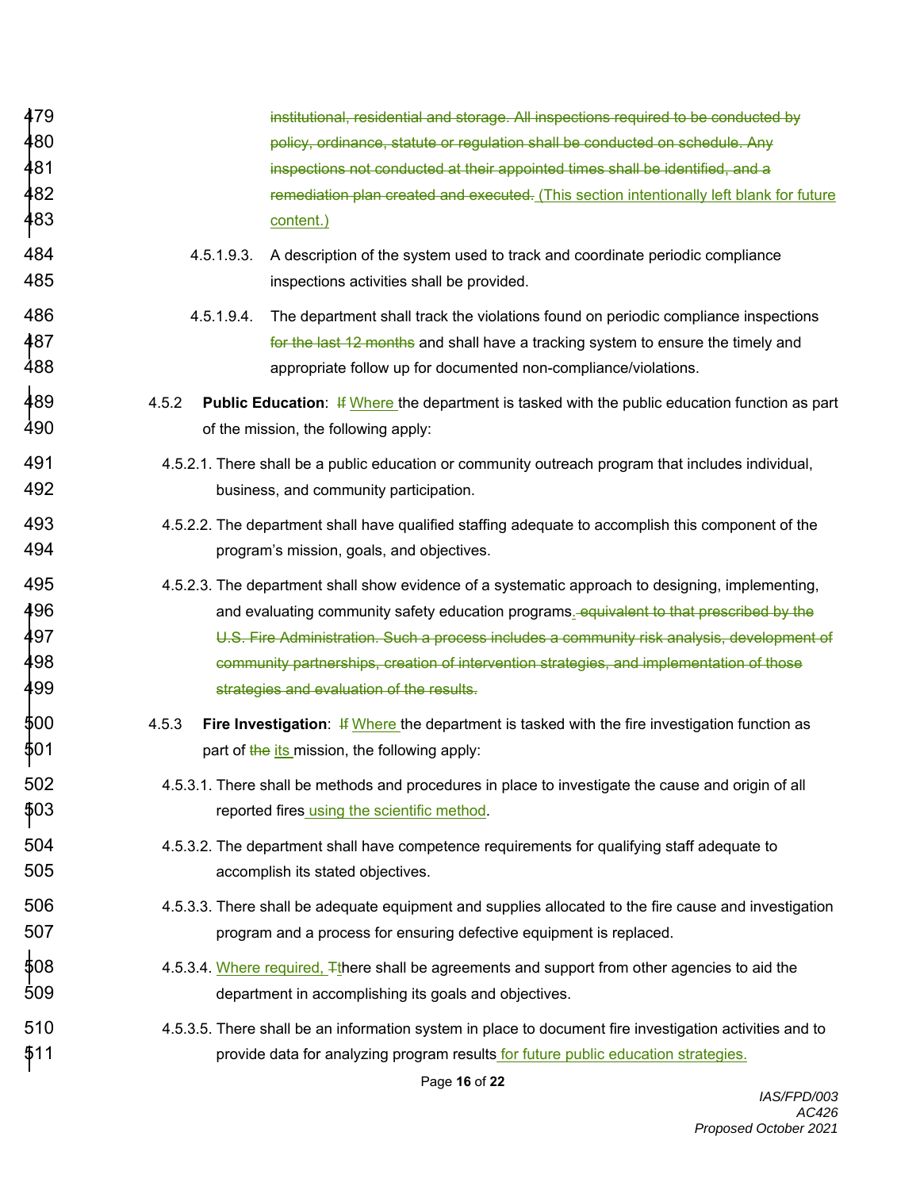~~institutional, residential and storage. All inspections required to be conducted by policy, ordinance, statute or regulation shall be conducted on schedule. Any inspections not conducted at their appointed times shall be identified, and a remediation plan created and executed.~~ (This section intentionally left blank for future content.)

4.5.1.9.3. A description of the system used to track and coordinate periodic compliance inspections activities shall be provided.

4.5.1.9.4. The department shall track the violations found on periodic compliance inspections ~~for the last 12 months~~ and shall have a tracking system to ensure the timely and appropriate follow up for documented non-compliance/violations.

4.5.2 **Public Education**: ~~If~~ Where the department is tasked with the public education function as part of the mission, the following apply:

4.5.2.1. There shall be a public education or community outreach program that includes individual, business, and community participation.

4.5.2.2. The department shall have qualified staffing adequate to accomplish this component of the program's mission, goals, and objectives.

4.5.2.3. The department shall show evidence of a systematic approach to designing, implementing, and evaluating community safety education programs. ~~equivalent to that prescribed by the U.S. Fire Administration. Such a process includes a community risk analysis, development of community partnerships, creation of intervention strategies, and implementation of those strategies and evaluation of the results.~~

4.5.3 **Fire Investigation**: ~~If~~ Where the department is tasked with the fire investigation function as part of ~~the~~ its mission, the following apply:

4.5.3.1. There shall be methods and procedures in place to investigate the cause and origin of all reported fires using the scientific method.

4.5.3.2. The department shall have competence requirements for qualifying staff adequate to accomplish its stated objectives.

4.5.3.3. There shall be adequate equipment and supplies allocated to the fire cause and investigation program and a process for ensuring defective equipment is replaced.

4.5.3.4. Where required, ~~T~~there shall be agreements and support from other agencies to aid the department in accomplishing its goals and objectives.

4.5.3.5. There shall be an information system in place to document fire investigation activities and to provide data for analyzing program results for future public education strategies.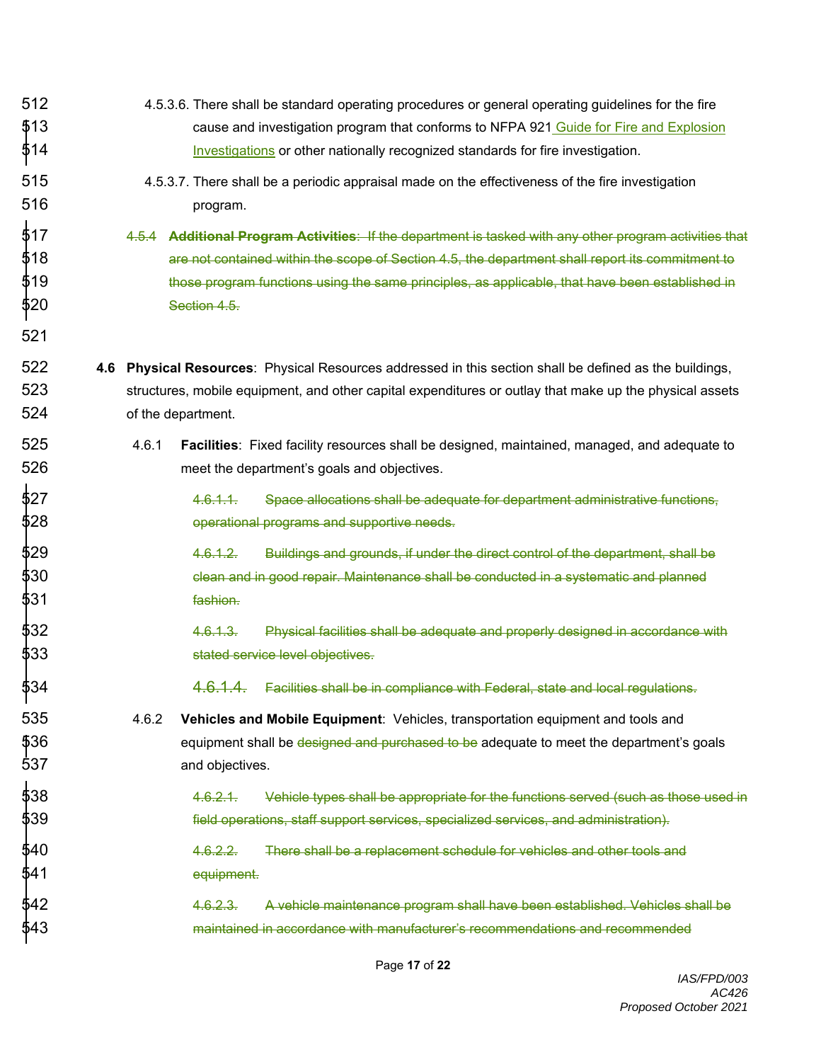4.5.3.6. There shall be standard operating procedures or general operating guidelines for the fire cause and investigation program that conforms to NFPA 921 Guide for Fire and Explosion Investigations or other nationally recognized standards for fire investigation.

4.5.3.7. There shall be a periodic appraisal made on the effectiveness of the fire investigation program.

~~4.5.4 **Additional Program Activities**: If the department is tasked with any other program activities that are not contained within the scope of Section 4.5, the department shall report its commitment to those program functions using the same principles, as applicable, that have been established in Section 4.5.~~

**4.6 Physical Resources**: Physical Resources addressed in this section shall be defined as the buildings, structures, mobile equipment, and other capital expenditures or outlay that make up the physical assets of the department.

4.6.1 **Facilities**: Fixed facility resources shall be designed, maintained, managed, and adequate to meet the department's goals and objectives.

~~4.6.1.1. Space allocations shall be adequate for department administrative functions, operational programs and supportive needs.~~

~~4.6.1.2. Buildings and grounds, if under the direct control of the department, shall be clean and in good repair. Maintenance shall be conducted in a systematic and planned fashion.~~

~~4.6.1.3. Physical facilities shall be adequate and properly designed in accordance with stated service level objectives.~~

~~4.6.1.4. Facilities shall be in compliance with Federal, state and local regulations.~~

4.6.2 **Vehicles and Mobile Equipment**: Vehicles, transportation equipment and tools and equipment shall be ~~designed and purchased to be~~ adequate to meet the department's goals and objectives.

~~4.6.2.1. Vehicle types shall be appropriate for the functions served (such as those used in field operations, staff support services, specialized services, and administration).~~

~~4.6.2.2. There shall be a replacement schedule for vehicles and other tools and equipment.~~

~~4.6.2.3. A vehicle maintenance program shall have been established. Vehicles shall be maintained in accordance with manufacturer's recommendations and recommended~~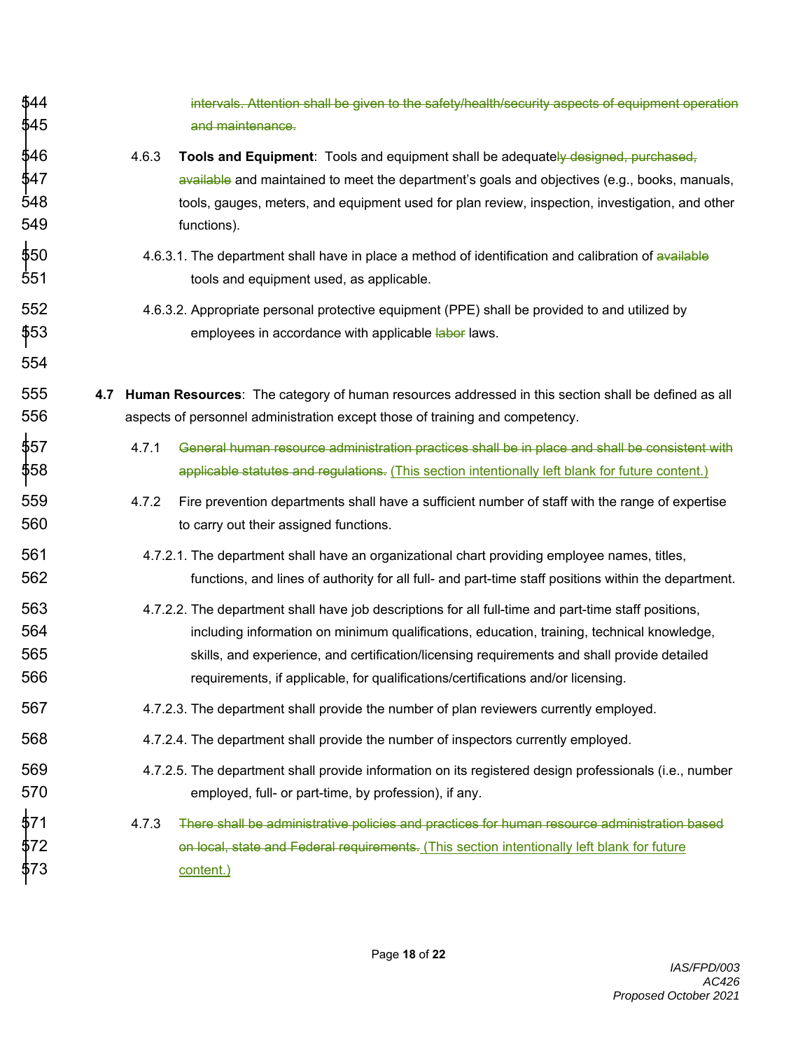~~intervals. Attention shall be given to the safety/health/security aspects of equipment operation and maintenance.~~

4.6.3 **Tools and Equipment**: Tools and equipment shall be adequate~~ly designed, purchased, available~~ and maintained to meet the department's goals and objectives (e.g., books, manuals, tools, gauges, meters, and equipment used for plan review, inspection, investigation, and other functions).

4.6.3.1. The department shall have in place a method of identification and calibration of ~~available~~ tools and equipment used, as applicable.

4.6.3.2. Appropriate personal protective equipment (PPE) shall be provided to and utilized by employees in accordance with applicable ~~labor~~ laws.

**4.7 Human Resources**: The category of human resources addressed in this section shall be defined as all aspects of personnel administration except those of training and competency.

4.7.1 ~~General human resource administration practices shall be in place and shall be consistent with applicable statutes and regulations.~~ <u>(This section intentionally left blank for future content.)</u>

4.7.2 Fire prevention departments shall have a sufficient number of staff with the range of expertise to carry out their assigned functions.

4.7.2.1. The department shall have an organizational chart providing employee names, titles, functions, and lines of authority for all full- and part-time staff positions within the department.

4.7.2.2. The department shall have job descriptions for all full-time and part-time staff positions, including information on minimum qualifications, education, training, technical knowledge, skills, and experience, and certification/licensing requirements and shall provide detailed requirements, if applicable, for qualifications/certifications and/or licensing.

4.7.2.3. The department shall provide the number of plan reviewers currently employed.

4.7.2.4. The department shall provide the number of inspectors currently employed.

4.7.2.5. The department shall provide information on its registered design professionals (i.e., number employed, full- or part-time, by profession), if any.

4.7.3 ~~There shall be administrative policies and practices for human resource administration based on local, state and Federal requirements.~~ <u>(This section intentionally left blank for future content.)</u>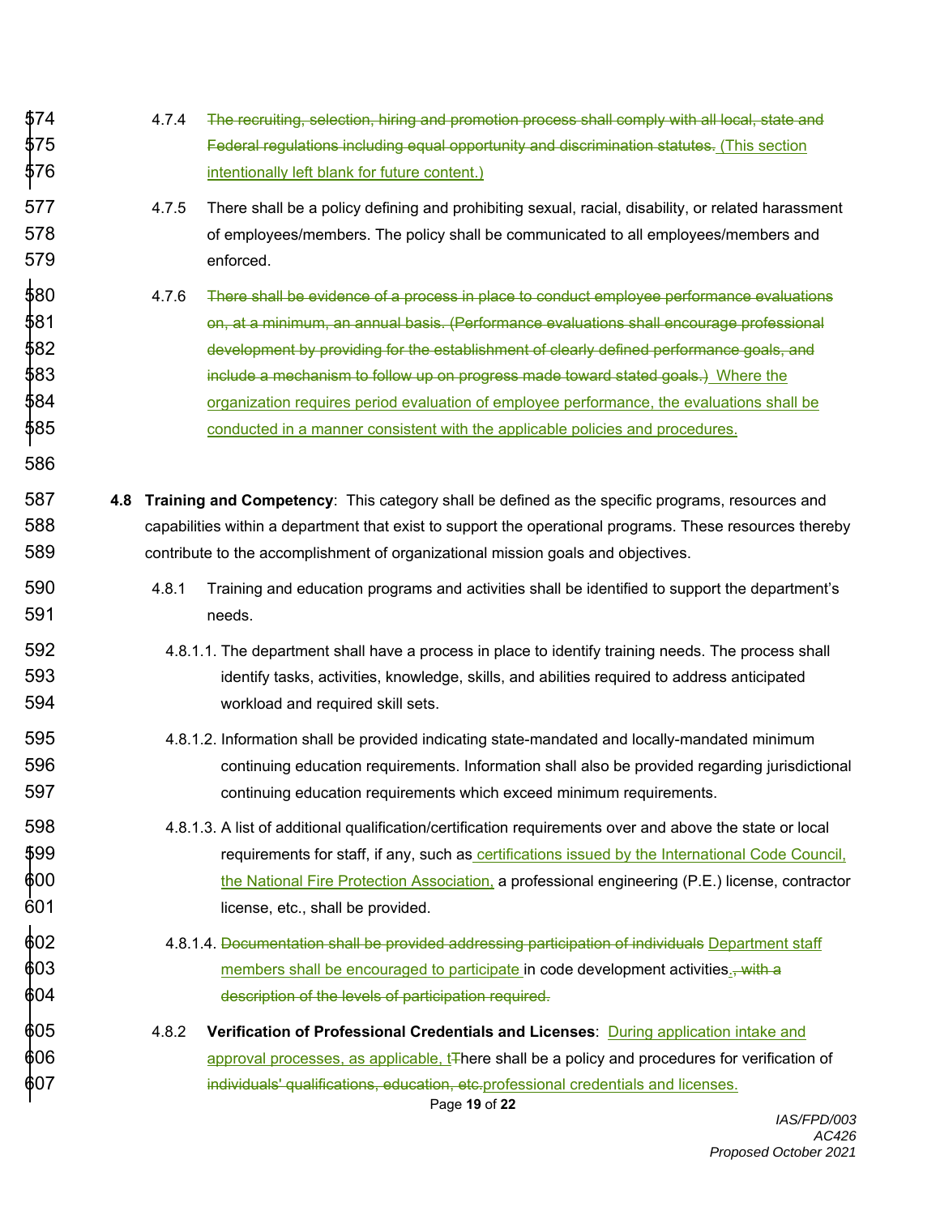4.7.4 ~~The recruiting, selection, hiring and promotion process shall comply with all local, state and Federal regulations including equal opportunity and discrimination statutes.~~ (This section intentionally left blank for future content.)

4.7.5 There shall be a policy defining and prohibiting sexual, racial, disability, or related harassment of employees/members. The policy shall be communicated to all employees/members and enforced.

4.7.6 ~~There shall be evidence of a process in place to conduct employee performance evaluations on, at a minimum, an annual basis. (Performance evaluations shall encourage professional development by providing for the establishment of clearly defined performance goals, and include a mechanism to follow up on progress made toward stated goals.)~~ Where the organization requires period evaluation of employee performance, the evaluations shall be conducted in a manner consistent with the applicable policies and procedures.

**4.8 Training and Competency**: This category shall be defined as the specific programs, resources and capabilities within a department that exist to support the operational programs. These resources thereby contribute to the accomplishment of organizational mission goals and objectives.

4.8.1 Training and education programs and activities shall be identified to support the department's needs.

4.8.1.1. The department shall have a process in place to identify training needs. The process shall identify tasks, activities, knowledge, skills, and abilities required to address anticipated workload and required skill sets.

4.8.1.2. Information shall be provided indicating state-mandated and locally-mandated minimum continuing education requirements. Information shall also be provided regarding jurisdictional continuing education requirements which exceed minimum requirements.

4.8.1.3. A list of additional qualification/certification requirements over and above the state or local requirements for staff, if any, such as certifications issued by the International Code Council, the National Fire Protection Association, a professional engineering (P.E.) license, contractor license, etc., shall be provided.

4.8.1.4. ~~Documentation shall be provided addressing participation of individuals~~ Department staff members shall be encouraged to participate in code development activities.~~, with a description of the levels of participation required.~~

4.8.2 **Verification of Professional Credentials and Licenses**: During application intake and approval processes, as applicable, t~~T~~here shall be a policy and procedures for verification of ~~individuals' qualifications, education, etc.~~professional credentials and licenses.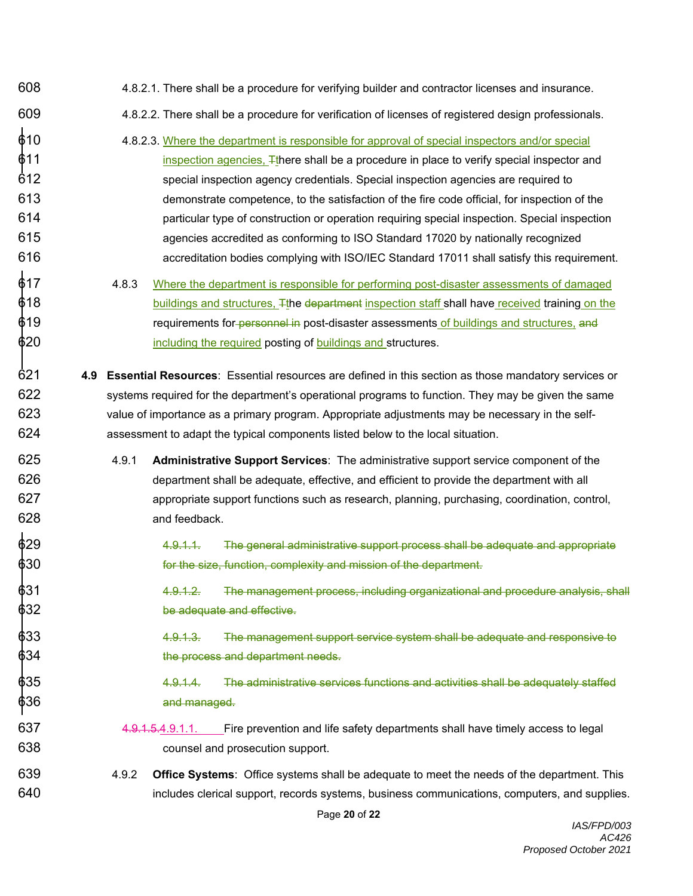4.8.2.1. There shall be a procedure for verifying builder and contractor licenses and insurance.

4.8.2.2. There shall be a procedure for verification of licenses of registered design professionals.

4.8.2.3. Where the department is responsible for approval of special inspectors and/or special inspection agencies, ~~T~~there shall be a procedure in place to verify special inspector and special inspection agency credentials. Special inspection agencies are required to demonstrate competence, to the satisfaction of the fire code official, for inspection of the particular type of construction or operation requiring special inspection. Special inspection agencies accredited as conforming to ISO Standard 17020 by nationally recognized accreditation bodies complying with ISO/IEC Standard 17011 shall satisfy this requirement.

4.8.3 Where the department is responsible for performing post-disaster assessments of damaged buildings and structures, ~~T~~the ~~department~~ inspection staff shall have received training on the requirements for ~~personnel in~~ post-disaster assessments of buildings and structures, ~~and~~ including the required posting of buildings and structures.

**4.9 Essential Resources**: Essential resources are defined in this section as those mandatory services or systems required for the department's operational programs to function. They may be given the same value of importance as a primary program. Appropriate adjustments may be necessary in the self-assessment to adapt the typical components listed below to the local situation.

4.9.1 **Administrative Support Services**: The administrative support service component of the department shall be adequate, effective, and efficient to provide the department with all appropriate support functions such as research, planning, purchasing, coordination, control, and feedback.

~~4.9.1.1. The general administrative support process shall be adequate and appropriate for the size, function, complexity and mission of the department.~~

~~4.9.1.2. The management process, including organizational and procedure analysis, shall be adequate and effective.~~

~~4.9.1.3. The management support service system shall be adequate and responsive to the process and department needs.~~

~~4.9.1.4. The administrative services functions and activities shall be adequately staffed and managed.~~

~~4.9.1.5.~~4.9.1.1. Fire prevention and life safety departments shall have timely access to legal counsel and prosecution support.

4.9.2 **Office Systems**: Office systems shall be adequate to meet the needs of the department. This includes clerical support, records systems, business communications, computers, and supplies.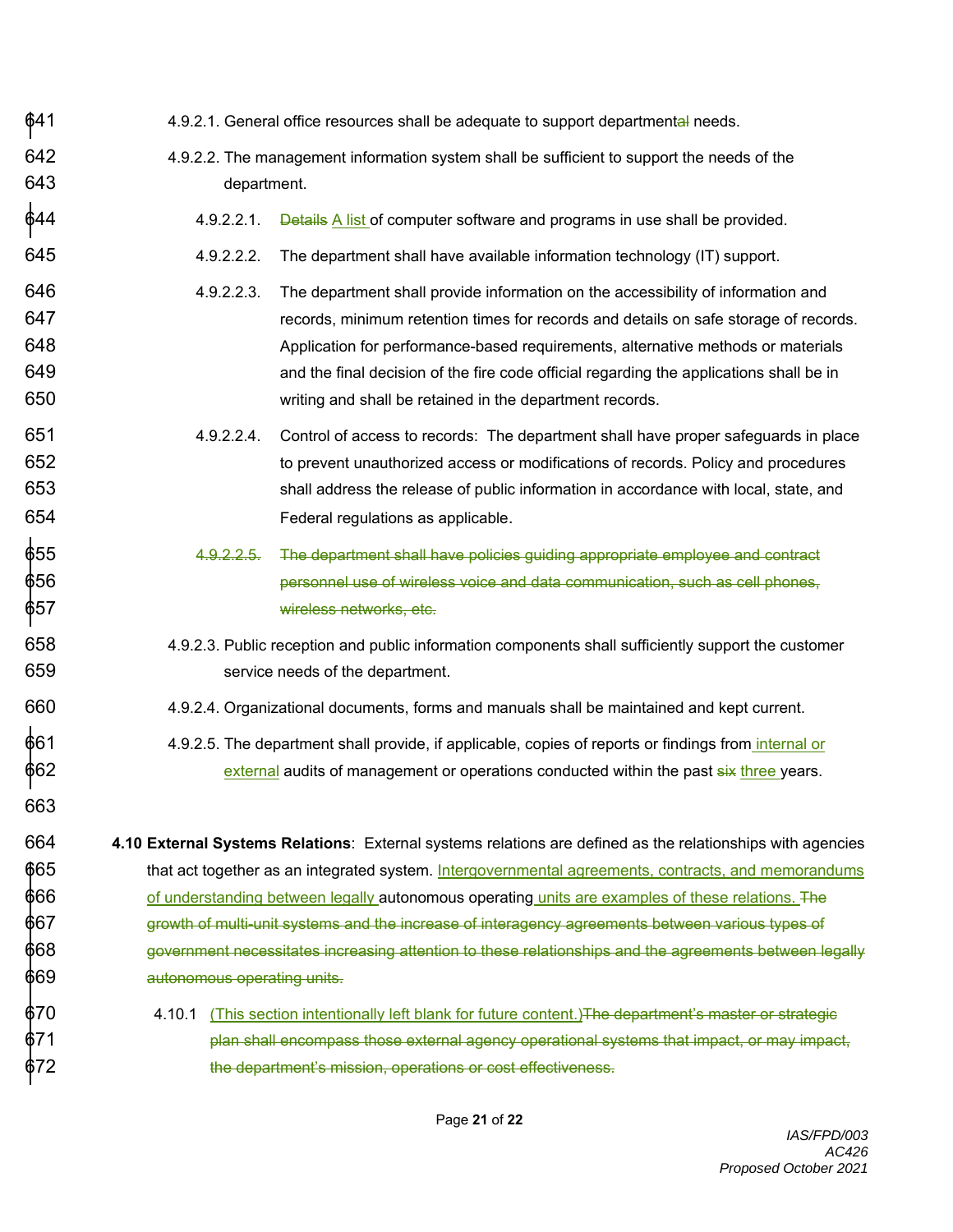4.9.2.1. General office resources shall be adequate to support departmental needs.

4.9.2.2. The management information system shall be sufficient to support the needs of the department.

4.9.2.2.1. ~~Details~~ A list of computer software and programs in use shall be provided.

4.9.2.2.2. The department shall have available information technology (IT) support.

4.9.2.2.3. The department shall provide information on the accessibility of information and records, minimum retention times for records and details on safe storage of records. Application for performance-based requirements, alternative methods or materials and the final decision of the fire code official regarding the applications shall be in writing and shall be retained in the department records.

4.9.2.2.4. Control of access to records: The department shall have proper safeguards in place to prevent unauthorized access or modifications of records. Policy and procedures shall address the release of public information in accordance with local, state, and Federal regulations as applicable.

~~4.9.2.2.5. The department shall have policies guiding appropriate employee and contract personnel use of wireless voice and data communication, such as cell phones, wireless networks, etc.~~

4.9.2.3. Public reception and public information components shall sufficiently support the customer service needs of the department.

4.9.2.4. Organizational documents, forms and manuals shall be maintained and kept current.

4.9.2.5. The department shall provide, if applicable, copies of reports or findings from internal or external audits of management or operations conducted within the past ~~six~~ three years.

**4.10 External Systems Relations**: External systems relations are defined as the relationships with agencies that act together as an integrated system. Intergovernmental agreements, contracts, and memorandums of understanding between legally autonomous operating units are examples of these relations. ~~The growth of multi-unit systems and the increase of interagency agreements between various types of government necessitates increasing attention to these relationships and the agreements between legally autonomous operating units.~~

4.10.1 (This section intentionally left blank for future content.)~~The department's master or strategic plan shall encompass those external agency operational systems that impact, or may impact, the department's mission, operations or cost effectiveness.~~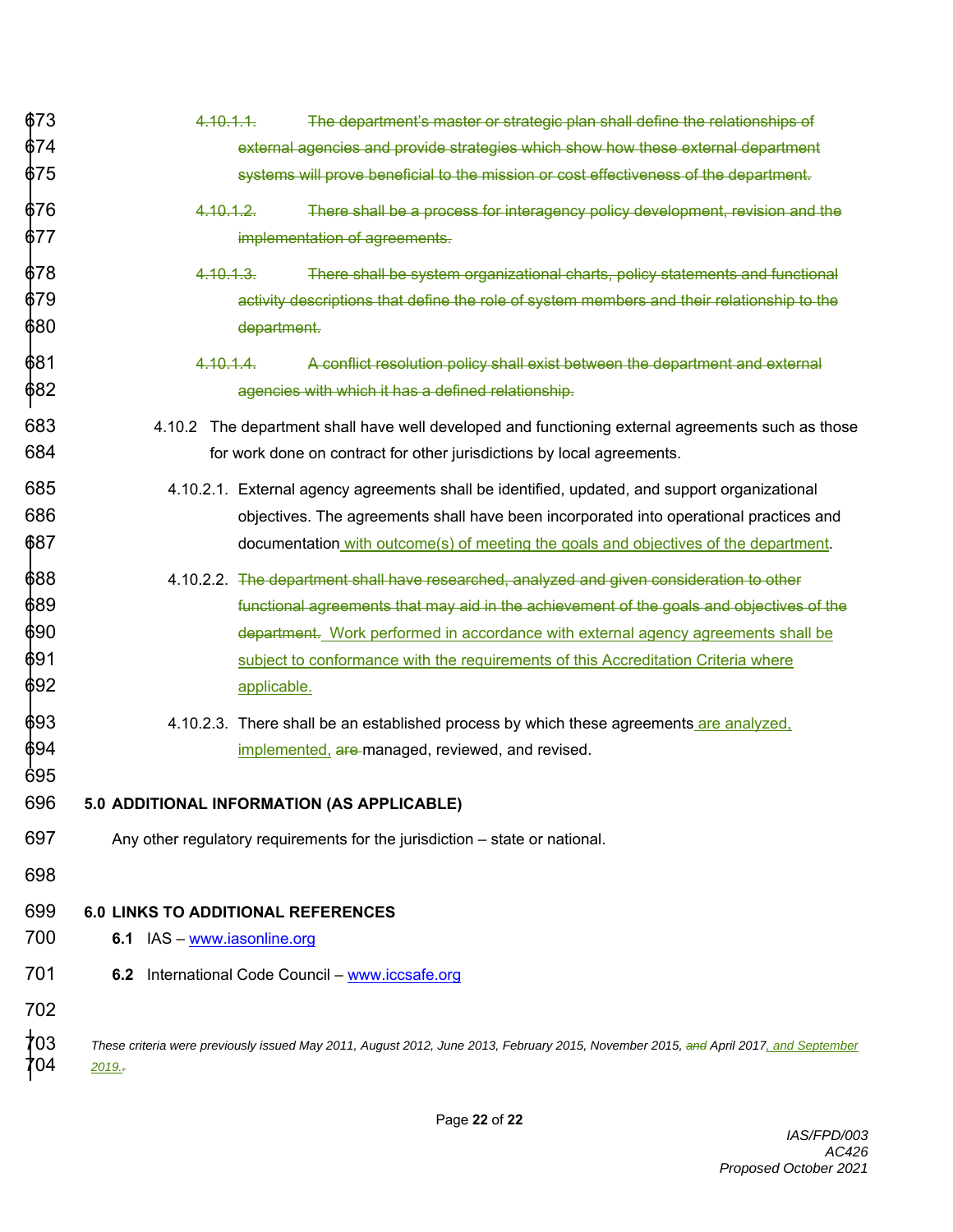4.10.1.1. ~~The department's master or strategic plan shall define the relationships of external agencies and provide strategies which show how these external department systems will prove beneficial to the mission or cost effectiveness of the department.~~

4.10.1.2. ~~There shall be a process for interagency policy development, revision and the implementation of agreements.~~

4.10.1.3. ~~There shall be system organizational charts, policy statements and functional activity descriptions that define the role of system members and their relationship to the department.~~

4.10.1.4. ~~A conflict resolution policy shall exist between the department and external agencies with which it has a defined relationship.~~

4.10.2 The department shall have well developed and functioning external agreements such as those for work done on contract for other jurisdictions by local agreements.

4.10.2.1. External agency agreements shall be identified, updated, and support organizational objectives. The agreements shall have been incorporated into operational practices and documentation with outcome(s) of meeting the goals and objectives of the department.

4.10.2.2. ~~The department shall have researched, analyzed and given consideration to other functional agreements that may aid in the achievement of the goals and objectives of the department.~~ Work performed in accordance with external agency agreements shall be subject to conformance with the requirements of this Accreditation Criteria where applicable.

4.10.2.3. There shall be an established process by which these agreements are analyzed, implemented, ~~are~~ managed, reviewed, and revised.

## 5.0 ADDITIONAL INFORMATION (AS APPLICABLE)

Any other regulatory requirements for the jurisdiction – state or national.

## 6.0 LINKS TO ADDITIONAL REFERENCES

**6.1** IAS – www.iasonline.org

**6.2** International Code Council – www.iccsafe.org

*These criteria were previously issued May 2011, August 2012, June 2013, February 2015, November 2015, ~~and~~ April 2017, and September 2019.*